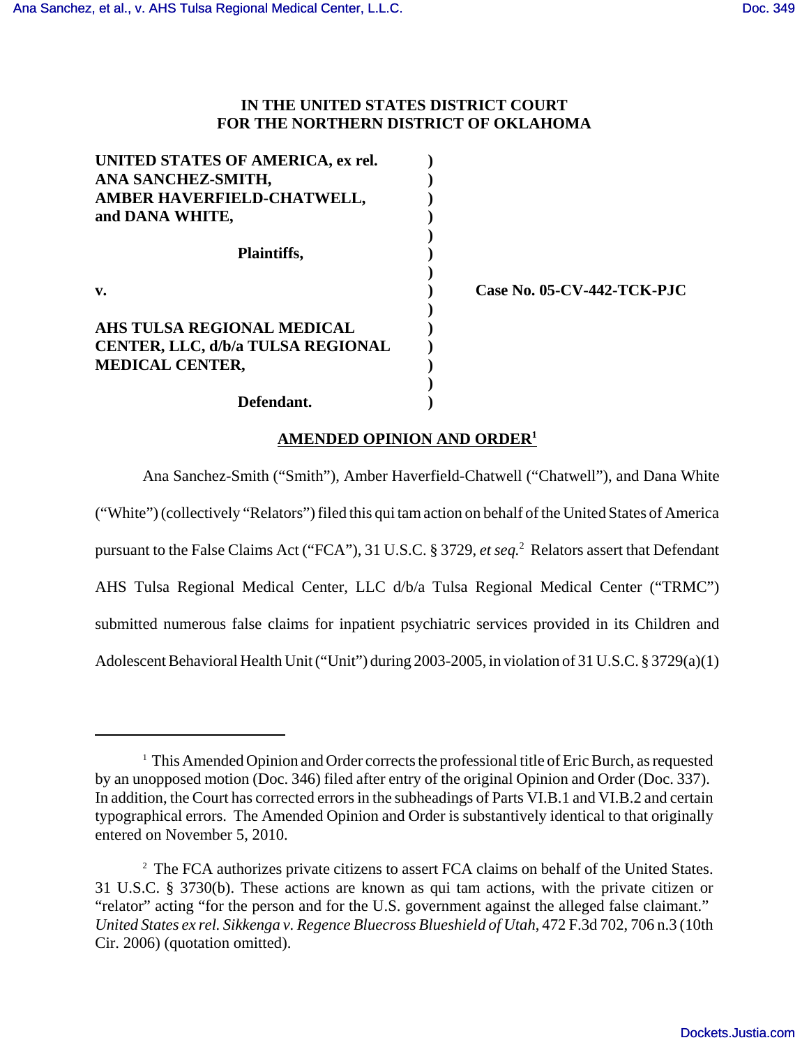IN THE UNITED STATES DISTRICT COURT
FOR THE NORTHERN DISTRICT OF OKLAHOMA

| | | |
|---|---|---|
| **UNITED STATES OF AMERICA, ex rel. ANA SANCHEZ-SMITH, AMBER HAVERFIELD-CHATWELL, and DANA WHITE,** | ) | |
| **Plaintiffs,** | ) | |
| **v.** | ) | **Case No. 05-CV-442-TCK-PJC** |
| **AHS TULSA REGIONAL MEDICAL CENTER, LLC, d/b/a TULSA REGIONAL MEDICAL CENTER,** | ) | |
| **Defendant.** | ) | |

**AMENDED OPINION AND ORDER[1]**

Ana Sanchez-Smith ("Smith"), Amber Haverfield-Chatwell ("Chatwell"), and Dana White ("White") (collectively "Relators") filed this qui tam action on behalf of the United States of America pursuant to the False Claims Act ("FCA"), 31 U.S.C. § 3729, *et seq.*[2] Relators assert that Defendant AHS Tulsa Regional Medical Center, LLC d/b/a Tulsa Regional Medical Center ("TRMC") submitted numerous false claims for inpatient psychiatric services provided in its Children and Adolescent Behavioral Health Unit ("Unit") during 2003-2005, in violation of 31 U.S.C. § 3729(a)(1)

---

[1] This Amended Opinion and Order corrects the professional title of Eric Burch, as requested by an unopposed motion (Doc. 346) filed after entry of the original Opinion and Order (Doc. 337). In addition, the Court has corrected errors in the subheadings of Parts VI.B.1 and VI.B.2 and certain typographical errors. The Amended Opinion and Order is substantively identical to that originally entered on November 5, 2010.

[2] The FCA authorizes private citizens to assert FCA claims on behalf of the United States. 31 U.S.C. § 3730(b). These actions are known as qui tam actions, with the private citizen or "relator" acting "for the person and for the U.S. government against the alleged false claimant." *United States ex rel. Sikkenga v. Regence Bluecross Blueshield of Utah*, 472 F.3d 702, 706 n.3 (10th Cir. 2006) (quotation omitted).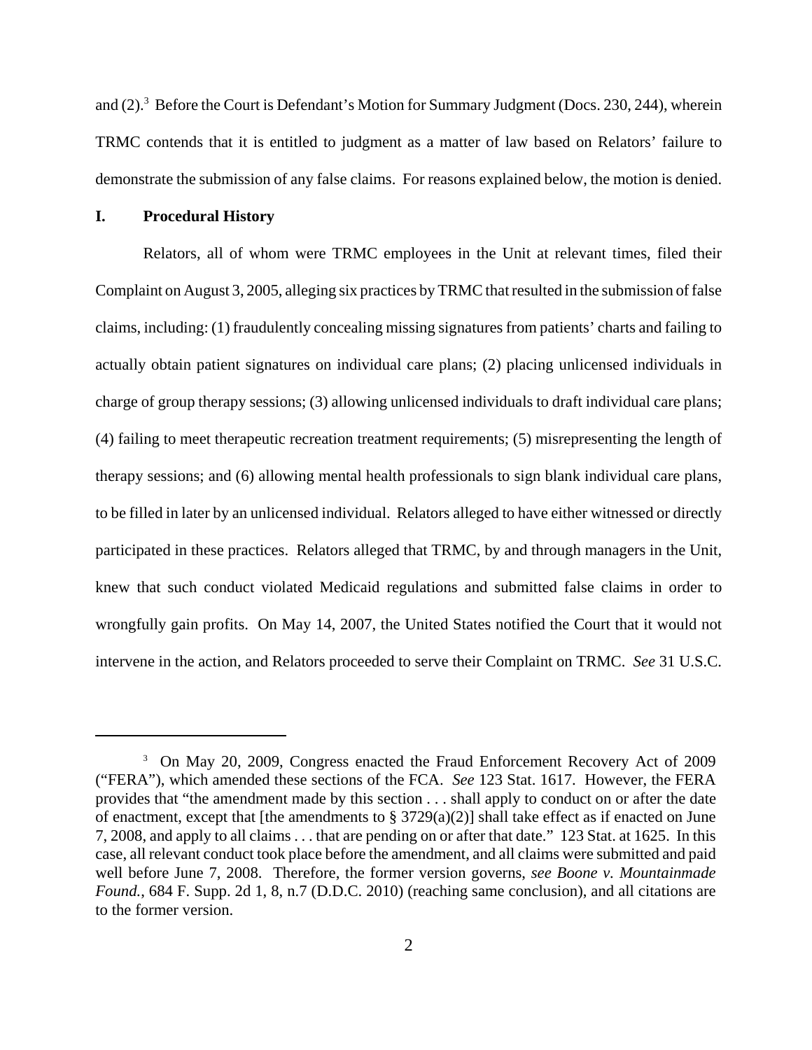and (2).[3] Before the Court is Defendant's Motion for Summary Judgment (Docs. 230, 244), wherein TRMC contends that it is entitled to judgment as a matter of law based on Relators' failure to demonstrate the submission of any false claims. For reasons explained below, the motion is denied.

## I. Procedural History

Relators, all of whom were TRMC employees in the Unit at relevant times, filed their Complaint on August 3, 2005, alleging six practices by TRMC that resulted in the submission of false claims, including: (1) fraudulently concealing missing signatures from patients' charts and failing to actually obtain patient signatures on individual care plans; (2) placing unlicensed individuals in charge of group therapy sessions; (3) allowing unlicensed individuals to draft individual care plans; (4) failing to meet therapeutic recreation treatment requirements; (5) misrepresenting the length of therapy sessions; and (6) allowing mental health professionals to sign blank individual care plans, to be filled in later by an unlicensed individual. Relators alleged to have either witnessed or directly participated in these practices. Relators alleged that TRMC, by and through managers in the Unit, knew that such conduct violated Medicaid regulations and submitted false claims in order to wrongfully gain profits. On May 14, 2007, the United States notified the Court that it would not intervene in the action, and Relators proceeded to serve their Complaint on TRMC. *See* 31 U.S.C.

---

[3] On May 20, 2009, Congress enacted the Fraud Enforcement Recovery Act of 2009 ("FERA"), which amended these sections of the FCA. *See* 123 Stat. 1617. However, the FERA provides that "the amendment made by this section . . . shall apply to conduct on or after the date of enactment, except that [the amendments to § 3729(a)(2)] shall take effect as if enacted on June 7, 2008, and apply to all claims . . . that are pending on or after that date." 123 Stat. at 1625. In this case, all relevant conduct took place before the amendment, and all claims were submitted and paid well before June 7, 2008. Therefore, the former version governs, *see Boone v. Mountainmade Found.*, 684 F. Supp. 2d 1, 8, n.7 (D.D.C. 2010) (reaching same conclusion), and all citations are to the former version.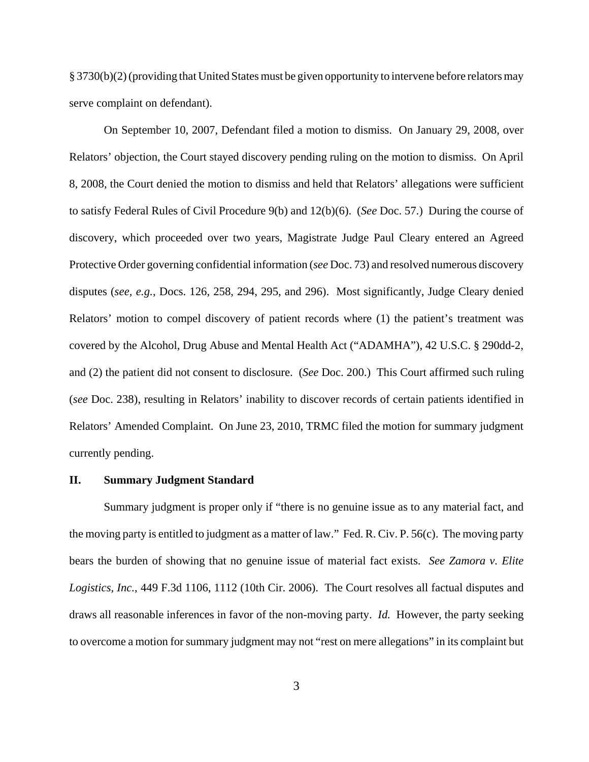§ 3730(b)(2) (providing that United States must be given opportunity to intervene before relators may serve complaint on defendant).

On September 10, 2007, Defendant filed a motion to dismiss. On January 29, 2008, over Relators' objection, the Court stayed discovery pending ruling on the motion to dismiss. On April 8, 2008, the Court denied the motion to dismiss and held that Relators' allegations were sufficient to satisfy Federal Rules of Civil Procedure 9(b) and 12(b)(6). (*See* Doc. 57.) During the course of discovery, which proceeded over two years, Magistrate Judge Paul Cleary entered an Agreed Protective Order governing confidential information (*see* Doc. 73) and resolved numerous discovery disputes (*see, e.g.*, Docs. 126, 258, 294, 295, and 296). Most significantly, Judge Cleary denied Relators' motion to compel discovery of patient records where (1) the patient's treatment was covered by the Alcohol, Drug Abuse and Mental Health Act ("ADAMHA"), 42 U.S.C. § 290dd-2, and (2) the patient did not consent to disclosure. (*See* Doc. 200.) This Court affirmed such ruling (*see* Doc. 238), resulting in Relators' inability to discover records of certain patients identified in Relators' Amended Complaint. On June 23, 2010, TRMC filed the motion for summary judgment currently pending.

## II. Summary Judgment Standard

Summary judgment is proper only if "there is no genuine issue as to any material fact, and the moving party is entitled to judgment as a matter of law." Fed. R. Civ. P. 56(c). The moving party bears the burden of showing that no genuine issue of material fact exists. *See Zamora v. Elite Logistics, Inc.*, 449 F.3d 1106, 1112 (10th Cir. 2006). The Court resolves all factual disputes and draws all reasonable inferences in favor of the non-moving party. *Id.* However, the party seeking to overcome a motion for summary judgment may not "rest on mere allegations" in its complaint but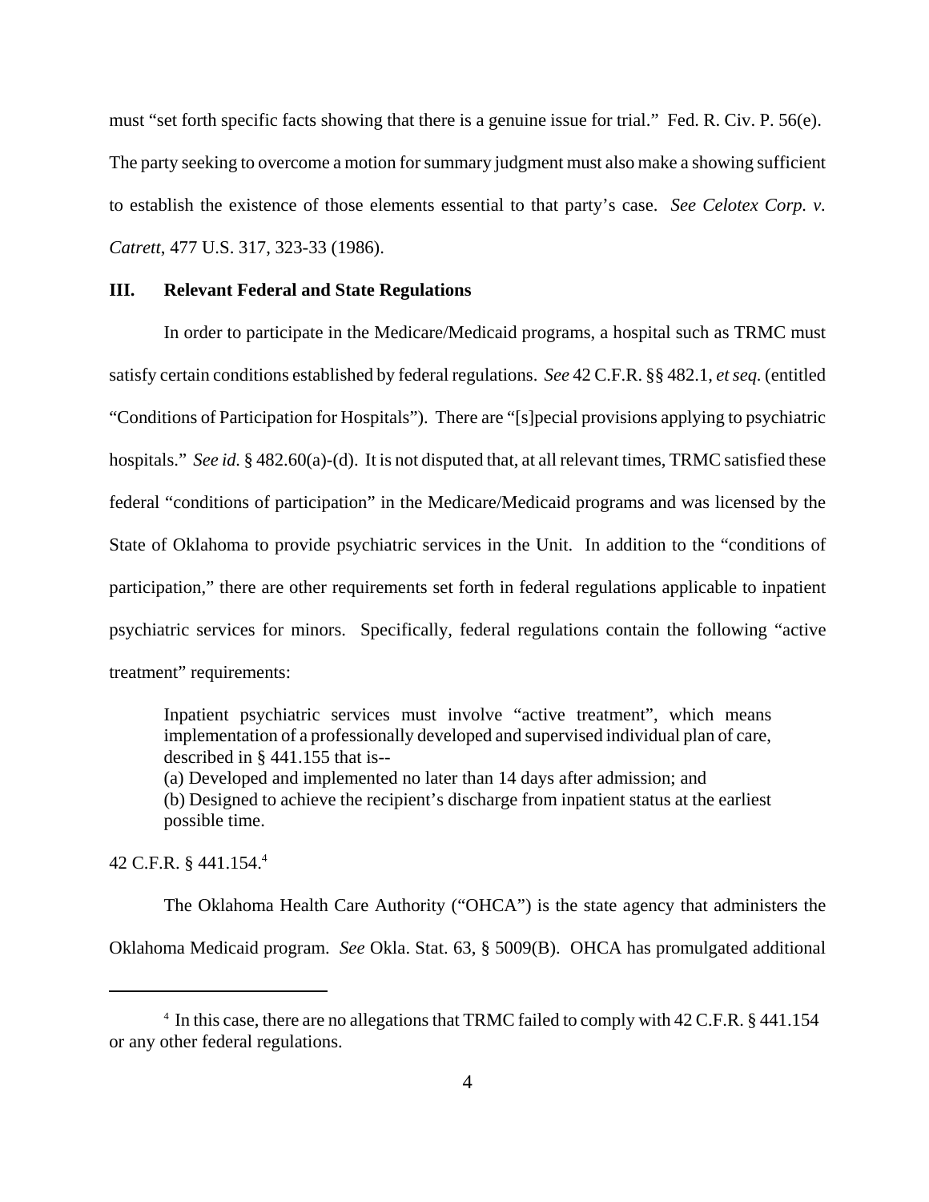must "set forth specific facts showing that there is a genuine issue for trial." Fed. R. Civ. P. 56(e). The party seeking to overcome a motion for summary judgment must also make a showing sufficient to establish the existence of those elements essential to that party's case. *See Celotex Corp. v. Catrett*, 477 U.S. 317, 323-33 (1986).

### III. Relevant Federal and State Regulations

In order to participate in the Medicare/Medicaid programs, a hospital such as TRMC must satisfy certain conditions established by federal regulations. *See* 42 C.F.R. §§ 482.1, *et seq.* (entitled "Conditions of Participation for Hospitals"). There are "[s]pecial provisions applying to psychiatric hospitals." *See id.* § 482.60(a)-(d). It is not disputed that, at all relevant times, TRMC satisfied these federal "conditions of participation" in the Medicare/Medicaid programs and was licensed by the State of Oklahoma to provide psychiatric services in the Unit. In addition to the "conditions of participation," there are other requirements set forth in federal regulations applicable to inpatient psychiatric services for minors. Specifically, federal regulations contain the following "active treatment" requirements:

> Inpatient psychiatric services must involve "active treatment", which means implementation of a professionally developed and supervised individual plan of care, described in § 441.155 that is--
> (a) Developed and implemented no later than 14 days after admission; and
> (b) Designed to achieve the recipient's discharge from inpatient status at the earliest possible time.

42 C.F.R. § 441.154.[4]

The Oklahoma Health Care Authority ("OHCA") is the state agency that administers the Oklahoma Medicaid program. *See* Okla. Stat. 63, § 5009(B). OHCA has promulgated additional

[4] In this case, there are no allegations that TRMC failed to comply with 42 C.F.R. § 441.154 or any other federal regulations.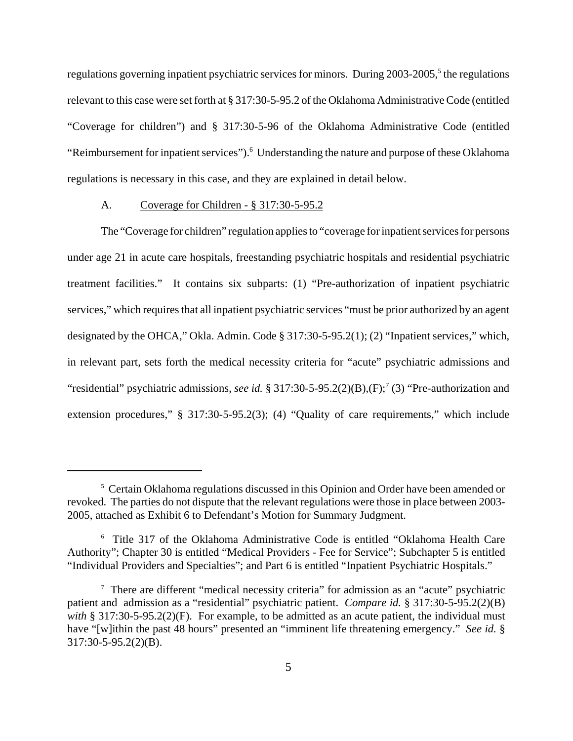regulations governing inpatient psychiatric services for minors. During 2003-2005,[5] the regulations relevant to this case were set forth at § 317:30-5-95.2 of the Oklahoma Administrative Code (entitled "Coverage for children") and § 317:30-5-96 of the Oklahoma Administrative Code (entitled "Reimbursement for inpatient services").[6] Understanding the nature and purpose of these Oklahoma regulations is necessary in this case, and they are explained in detail below.

A. <u>Coverage for Children - § 317:30-5-95.2</u>

The "Coverage for children" regulation applies to "coverage for inpatient services for persons under age 21 in acute care hospitals, freestanding psychiatric hospitals and residential psychiatric treatment facilities." It contains six subparts: (1) "Pre-authorization of inpatient psychiatric services," which requires that all inpatient psychiatric services "must be prior authorized by an agent designated by the OHCA," Okla. Admin. Code § 317:30-5-95.2(1); (2) "Inpatient services," which, in relevant part, sets forth the medical necessity criteria for "acute" psychiatric admissions and "residential" psychiatric admissions, *see id.* § 317:30-5-95.2(2)(B),(F);[7] (3) "Pre-authorization and extension procedures," § 317:30-5-95.2(3); (4) "Quality of care requirements," which include

---

[5] Certain Oklahoma regulations discussed in this Opinion and Order have been amended or revoked. The parties do not dispute that the relevant regulations were those in place between 2003-2005, attached as Exhibit 6 to Defendant's Motion for Summary Judgment.

[6] Title 317 of the Oklahoma Administrative Code is entitled "Oklahoma Health Care Authority"; Chapter 30 is entitled "Medical Providers - Fee for Service"; Subchapter 5 is entitled "Individual Providers and Specialties"; and Part 6 is entitled "Inpatient Psychiatric Hospitals."

[7] There are different "medical necessity criteria" for admission as an "acute" psychiatric patient and admission as a "residential" psychiatric patient. *Compare id.* § 317:30-5-95.2(2)(B) *with* § 317:30-5-95.2(2)(F). For example, to be admitted as an acute patient, the individual must have "[w]ithin the past 48 hours" presented an "imminent life threatening emergency." *See id.* § 317:30-5-95.2(2)(B).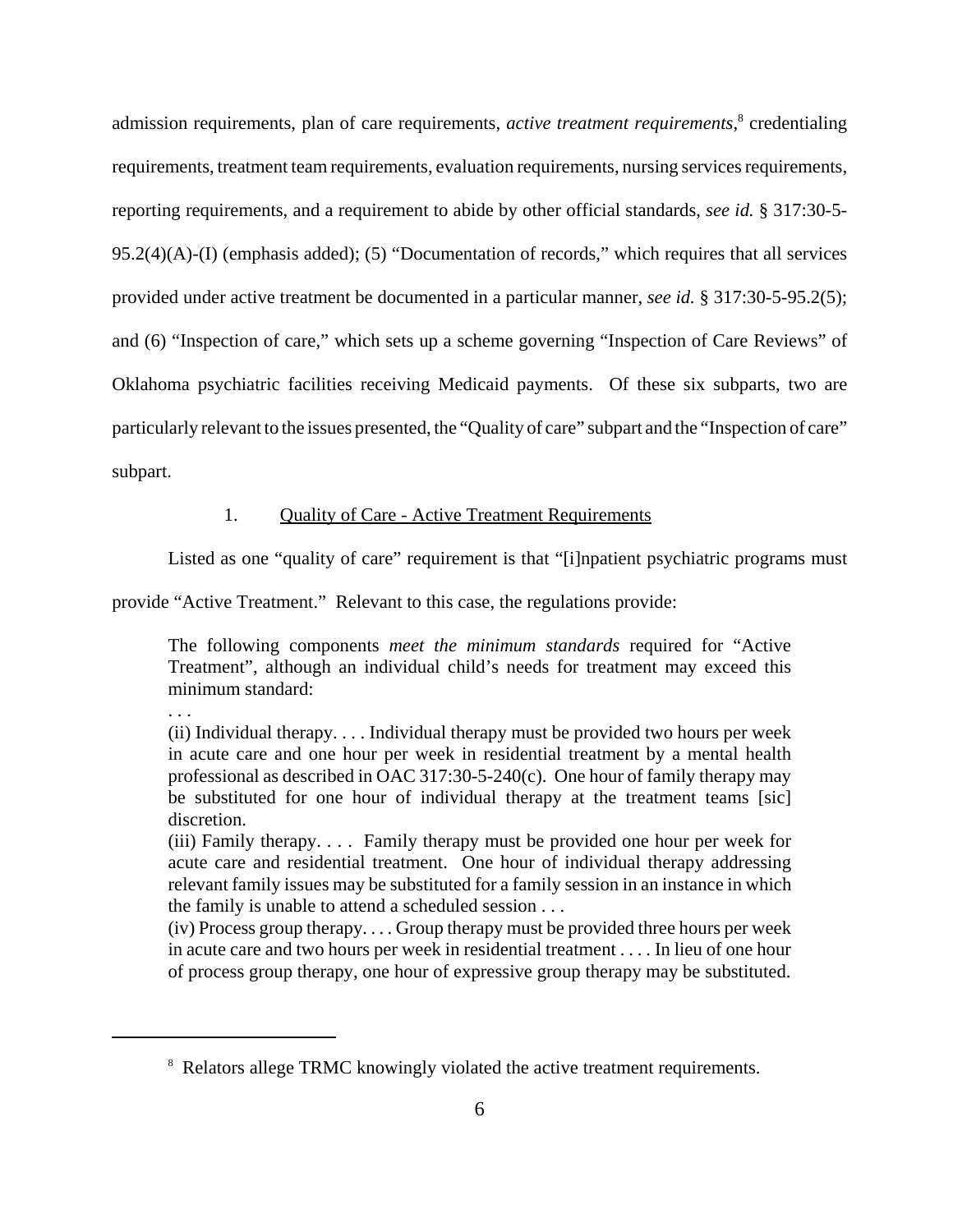admission requirements, plan of care requirements, *active treatment requirements*,[8] credentialing requirements, treatment team requirements, evaluation requirements, nursing services requirements, reporting requirements, and a requirement to abide by other official standards, *see id.* § 317:30-5-95.2(4)(A)-(I) (emphasis added); (5) "Documentation of records," which requires that all services provided under active treatment be documented in a particular manner, *see id.* § 317:30-5-95.2(5); and (6) "Inspection of care," which sets up a scheme governing "Inspection of Care Reviews" of Oklahoma psychiatric facilities receiving Medicaid payments. Of these six subparts, two are particularly relevant to the issues presented, the "Quality of care" subpart and the "Inspection of care" subpart.

1. Quality of Care - Active Treatment Requirements

Listed as one "quality of care" requirement is that "[i]npatient psychiatric programs must provide "Active Treatment." Relevant to this case, the regulations provide:

> The following components *meet the minimum standards* required for "Active Treatment", although an individual child's needs for treatment may exceed this minimum standard:
>
> . . .
>
> (ii) Individual therapy. . . . Individual therapy must be provided two hours per week in acute care and one hour per week in residential treatment by a mental health professional as described in OAC 317:30-5-240(c). One hour of family therapy may be substituted for one hour of individual therapy at the treatment teams [sic] discretion.
>
> (iii) Family therapy. . . . Family therapy must be provided one hour per week for acute care and residential treatment. One hour of individual therapy addressing relevant family issues may be substituted for a family session in an instance in which the family is unable to attend a scheduled session . . .
>
> (iv) Process group therapy. . . . Group therapy must be provided three hours per week in acute care and two hours per week in residential treatment . . . . In lieu of one hour of process group therapy, one hour of expressive group therapy may be substituted.

[8] Relators allege TRMC knowingly violated the active treatment requirements.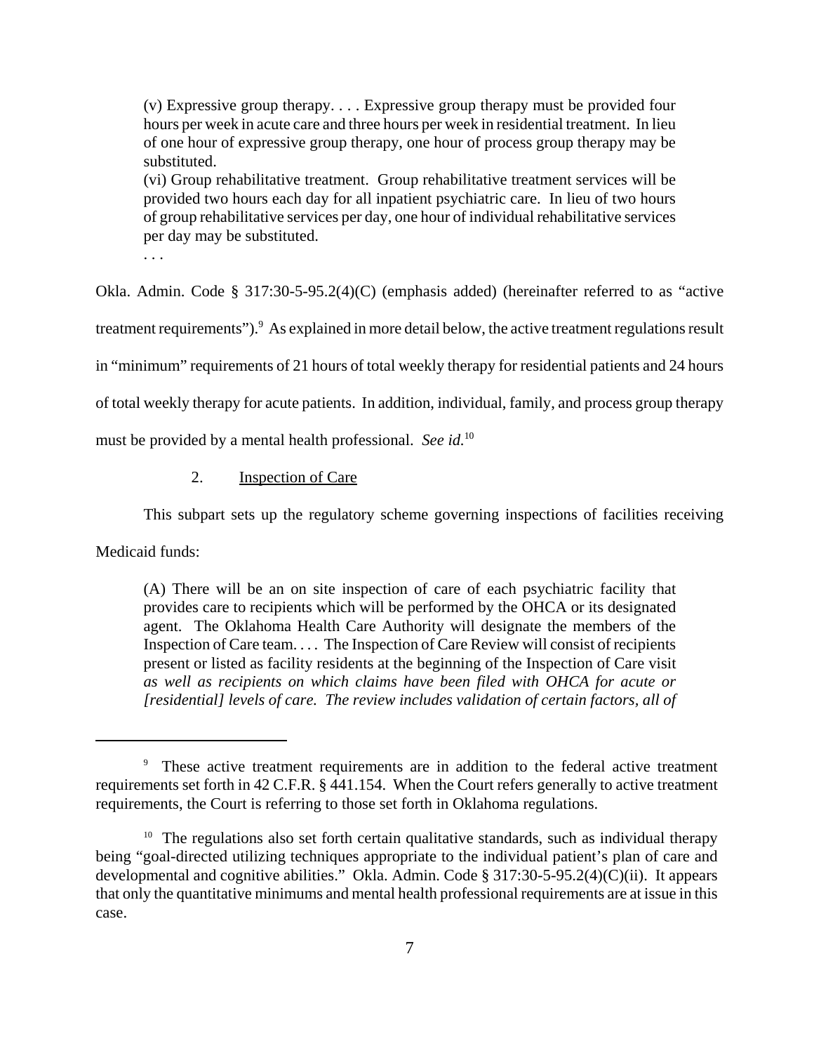> (v) Expressive group therapy. . . . Expressive group therapy must be provided four hours per week in acute care and three hours per week in residential treatment. In lieu of one hour of expressive group therapy, one hour of process group therapy may be substituted.
>
> (vi) Group rehabilitative treatment. Group rehabilitative treatment services will be provided two hours each day for all inpatient psychiatric care. In lieu of two hours of group rehabilitative services per day, one hour of individual rehabilitative services per day may be substituted.
>
> . . .

Okla. Admin. Code § 317:30-5-95.2(4)(C) (emphasis added) (hereinafter referred to as "active treatment requirements").[9] As explained in more detail below, the active treatment regulations result in "minimum" requirements of 21 hours of total weekly therapy for residential patients and 24 hours of total weekly therapy for acute patients. In addition, individual, family, and process group therapy must be provided by a mental health professional. *See id.*[10]

2. Inspection of Care

This subpart sets up the regulatory scheme governing inspections of facilities receiving Medicaid funds:

> (A) There will be an on site inspection of care of each psychiatric facility that provides care to recipients which will be performed by the OHCA or its designated agent. The Oklahoma Health Care Authority will designate the members of the Inspection of Care team. . . . The Inspection of Care Review will consist of recipients present or listed as facility residents at the beginning of the Inspection of Care visit *as well as recipients on which claims have been filed with OHCA for acute or [residential] levels of care. The review includes validation of certain factors, all of*

---

[9] These active treatment requirements are in addition to the federal active treatment requirements set forth in 42 C.F.R. § 441.154. When the Court refers generally to active treatment requirements, the Court is referring to those set forth in Oklahoma regulations.

[10] The regulations also set forth certain qualitative standards, such as individual therapy being "goal-directed utilizing techniques appropriate to the individual patient's plan of care and developmental and cognitive abilities." Okla. Admin. Code § 317:30-5-95.2(4)(C)(ii). It appears that only the quantitative minimums and mental health professional requirements are at issue in this case.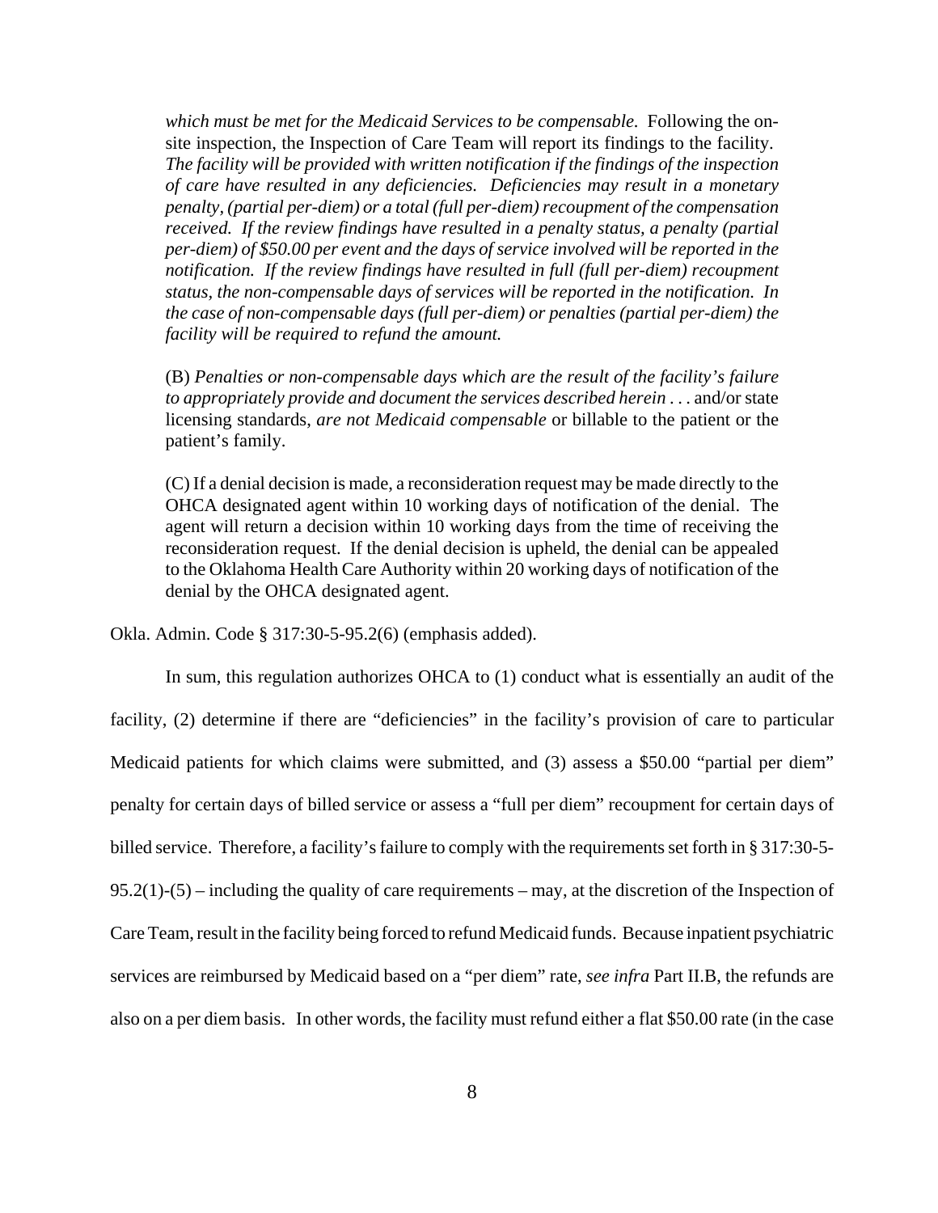> *which must be met for the Medicaid Services to be compensable*. Following the on-site inspection, the Inspection of Care Team will report its findings to the facility. *The facility will be provided with written notification if the findings of the inspection of care have resulted in any deficiencies. Deficiencies may result in a monetary penalty, (partial per-diem) or a total (full per-diem) recoupment of the compensation received. If the review findings have resulted in a penalty status, a penalty (partial per-diem) of $50.00 per event and the days of service involved will be reported in the notification. If the review findings have resulted in full (full per-diem) recoupment status, the non-compensable days of services will be reported in the notification. In the case of non-compensable days (full per-diem) or penalties (partial per-diem) the facility will be required to refund the amount.*
>
> (B) *Penalties or non-compensable days which are the result of the facility's failure to appropriately provide and document the services described herein . . .* and/or state licensing standards, *are not Medicaid compensable* or billable to the patient or the patient's family.
>
> (C) If a denial decision is made, a reconsideration request may be made directly to the OHCA designated agent within 10 working days of notification of the denial. The agent will return a decision within 10 working days from the time of receiving the reconsideration request. If the denial decision is upheld, the denial can be appealed to the Oklahoma Health Care Authority within 20 working days of notification of the denial by the OHCA designated agent.

Okla. Admin. Code § 317:30-5-95.2(6) (emphasis added).

In sum, this regulation authorizes OHCA to (1) conduct what is essentially an audit of the facility, (2) determine if there are "deficiencies" in the facility's provision of care to particular Medicaid patients for which claims were submitted, and (3) assess a $50.00 "partial per diem" penalty for certain days of billed service or assess a "full per diem" recoupment for certain days of billed service. Therefore, a facility's failure to comply with the requirements set forth in § 317:30-5-95.2(1)-(5) – including the quality of care requirements – may, at the discretion of the Inspection of Care Team, result in the facility being forced to refund Medicaid funds. Because inpatient psychiatric services are reimbursed by Medicaid based on a "per diem" rate, *see infra* Part II.B, the refunds are also on a per diem basis. In other words, the facility must refund either a flat $50.00 rate (in the case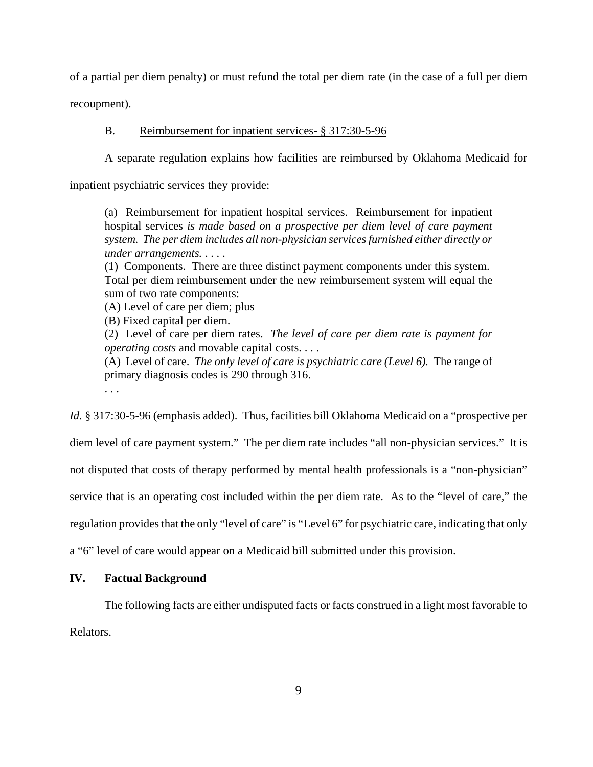of a partial per diem penalty) or must refund the total per diem rate (in the case of a full per diem recoupment).

B. Reimbursement for inpatient services- § 317:30-5-96

A separate regulation explains how facilities are reimbursed by Oklahoma Medicaid for inpatient psychiatric services they provide:

> (a) Reimbursement for inpatient hospital services. Reimbursement for inpatient hospital services *is made based on a prospective per diem level of care payment system. The per diem includes all non-physician services furnished either directly or under arrangements.* . . . .
> (1) Components. There are three distinct payment components under this system. Total per diem reimbursement under the new reimbursement system will equal the sum of two rate components:
> (A) Level of care per diem; plus
> (B) Fixed capital per diem.
> (2) Level of care per diem rates. *The level of care per diem rate is payment for operating costs* and movable capital costs. . . .
> (A) Level of care. *The only level of care is psychiatric care (Level 6).* The range of primary diagnosis codes is 290 through 316.
> . . .

*Id.* § 317:30-5-96 (emphasis added). Thus, facilities bill Oklahoma Medicaid on a "prospective per diem level of care payment system." The per diem rate includes "all non-physician services." It is not disputed that costs of therapy performed by mental health professionals is a "non-physician" service that is an operating cost included within the per diem rate. As to the "level of care," the regulation provides that the only "level of care" is "Level 6" for psychiatric care, indicating that only a "6" level of care would appear on a Medicaid bill submitted under this provision.

## IV. Factual Background

The following facts are either undisputed facts or facts construed in a light most favorable to Relators.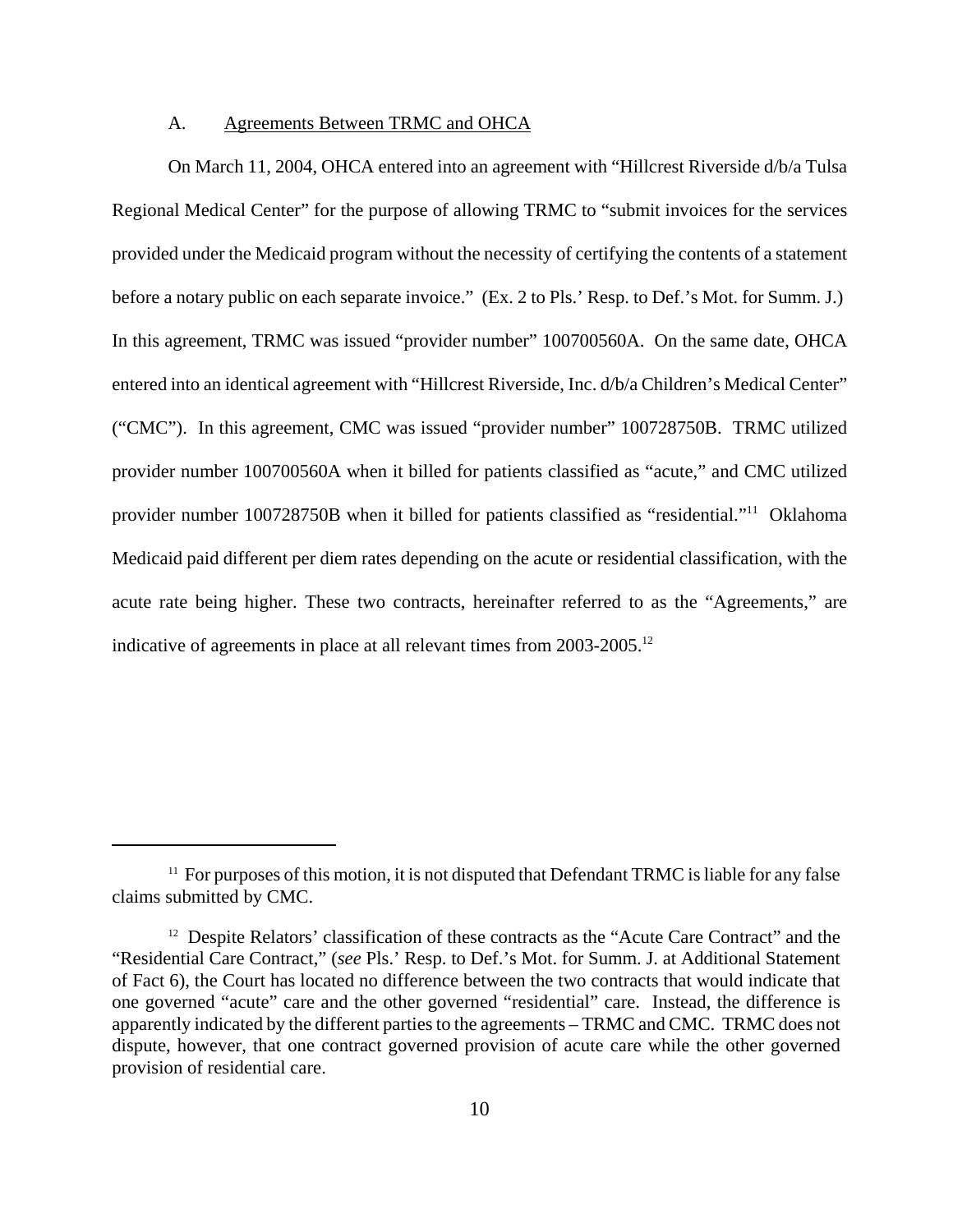### A. Agreements Between TRMC and OHCA

On March 11, 2004, OHCA entered into an agreement with "Hillcrest Riverside d/b/a Tulsa Regional Medical Center" for the purpose of allowing TRMC to "submit invoices for the services provided under the Medicaid program without the necessity of certifying the contents of a statement before a notary public on each separate invoice." (Ex. 2 to Pls.' Resp. to Def.'s Mot. for Summ. J.) In this agreement, TRMC was issued "provider number" 100700560A. On the same date, OHCA entered into an identical agreement with "Hillcrest Riverside, Inc. d/b/a Children's Medical Center" ("CMC"). In this agreement, CMC was issued "provider number" 100728750B. TRMC utilized provider number 100700560A when it billed for patients classified as "acute," and CMC utilized provider number 100728750B when it billed for patients classified as "residential."[11] Oklahoma Medicaid paid different per diem rates depending on the acute or residential classification, with the acute rate being higher. These two contracts, hereinafter referred to as the "Agreements," are indicative of agreements in place at all relevant times from 2003-2005.[12]

---

[11] For purposes of this motion, it is not disputed that Defendant TRMC is liable for any false claims submitted by CMC.

[12] Despite Relators' classification of these contracts as the "Acute Care Contract" and the "Residential Care Contract," (*see* Pls.' Resp. to Def.'s Mot. for Summ. J. at Additional Statement of Fact 6), the Court has located no difference between the two contracts that would indicate that one governed "acute" care and the other governed "residential" care. Instead, the difference is apparently indicated by the different parties to the agreements – TRMC and CMC. TRMC does not dispute, however, that one contract governed provision of acute care while the other governed provision of residential care.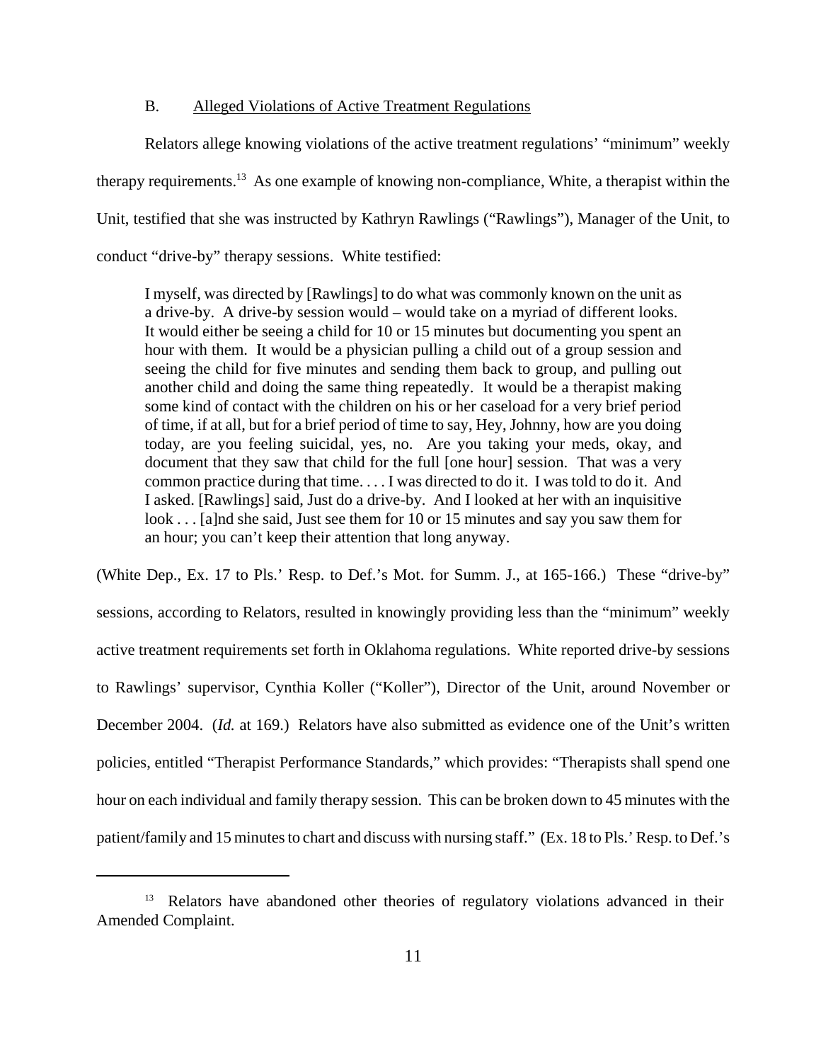### B. Alleged Violations of Active Treatment Regulations

Relators allege knowing violations of the active treatment regulations' "minimum" weekly therapy requirements.[13] As one example of knowing non-compliance, White, a therapist within the Unit, testified that she was instructed by Kathryn Rawlings ("Rawlings"), Manager of the Unit, to conduct "drive-by" therapy sessions. White testified:

> I myself, was directed by [Rawlings] to do what was commonly known on the unit as a drive-by. A drive-by session would – would take on a myriad of different looks. It would either be seeing a child for 10 or 15 minutes but documenting you spent an hour with them. It would be a physician pulling a child out of a group session and seeing the child for five minutes and sending them back to group, and pulling out another child and doing the same thing repeatedly. It would be a therapist making some kind of contact with the children on his or her caseload for a very brief period of time, if at all, but for a brief period of time to say, Hey, Johnny, how are you doing today, are you feeling suicidal, yes, no. Are you taking your meds, okay, and document that they saw that child for the full [one hour] session. That was a very common practice during that time. . . . I was directed to do it. I was told to do it. And I asked. [Rawlings] said, Just do a drive-by. And I looked at her with an inquisitive look . . . [a]nd she said, Just see them for 10 or 15 minutes and say you saw them for an hour; you can't keep their attention that long anyway.

(White Dep., Ex. 17 to Pls.' Resp. to Def.'s Mot. for Summ. J., at 165-166.) These "drive-by" sessions, according to Relators, resulted in knowingly providing less than the "minimum" weekly active treatment requirements set forth in Oklahoma regulations. White reported drive-by sessions to Rawlings' supervisor, Cynthia Koller ("Koller"), Director of the Unit, around November or December 2004. (*Id.* at 169.) Relators have also submitted as evidence one of the Unit's written policies, entitled "Therapist Performance Standards," which provides: "Therapists shall spend one hour on each individual and family therapy session. This can be broken down to 45 minutes with the patient/family and 15 minutes to chart and discuss with nursing staff." (Ex. 18 to Pls.' Resp. to Def.'s

---

[13] Relators have abandoned other theories of regulatory violations advanced in their Amended Complaint.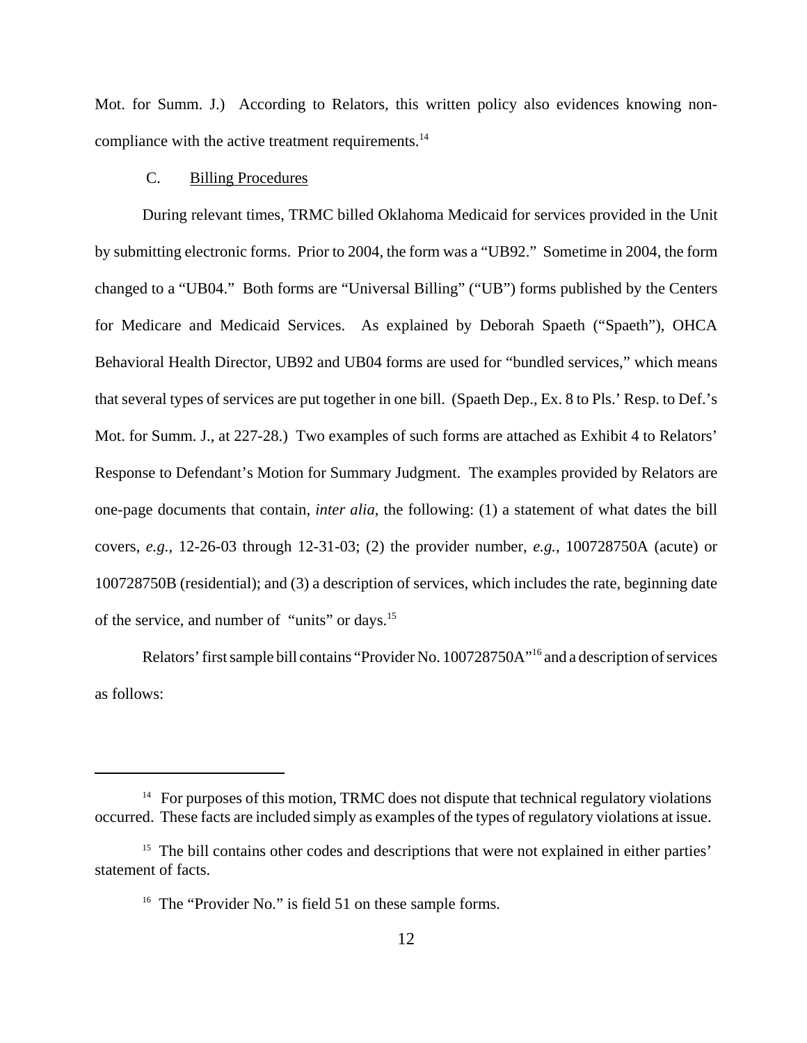Mot. for Summ. J.) According to Relators, this written policy also evidences knowing non-compliance with the active treatment requirements.[14]

C. Billing Procedures

During relevant times, TRMC billed Oklahoma Medicaid for services provided in the Unit by submitting electronic forms. Prior to 2004, the form was a "UB92." Sometime in 2004, the form changed to a "UB04." Both forms are "Universal Billing" ("UB") forms published by the Centers for Medicare and Medicaid Services. As explained by Deborah Spaeth ("Spaeth"), OHCA Behavioral Health Director, UB92 and UB04 forms are used for "bundled services," which means that several types of services are put together in one bill. (Spaeth Dep., Ex. 8 to Pls.' Resp. to Def.'s Mot. for Summ. J., at 227-28.) Two examples of such forms are attached as Exhibit 4 to Relators' Response to Defendant's Motion for Summary Judgment. The examples provided by Relators are one-page documents that contain, *inter alia*, the following: (1) a statement of what dates the bill covers, *e.g.*, 12-26-03 through 12-31-03; (2) the provider number, *e.g.*, 100728750A (acute) or 100728750B (residential); and (3) a description of services, which includes the rate, beginning date of the service, and number of "units" or days.[15]

Relators' first sample bill contains "Provider No. 100728750A"[16] and a description of services as follows:

---

[14] For purposes of this motion, TRMC does not dispute that technical regulatory violations occurred. These facts are included simply as examples of the types of regulatory violations at issue.

[15] The bill contains other codes and descriptions that were not explained in either parties' statement of facts.

[16] The "Provider No." is field 51 on these sample forms.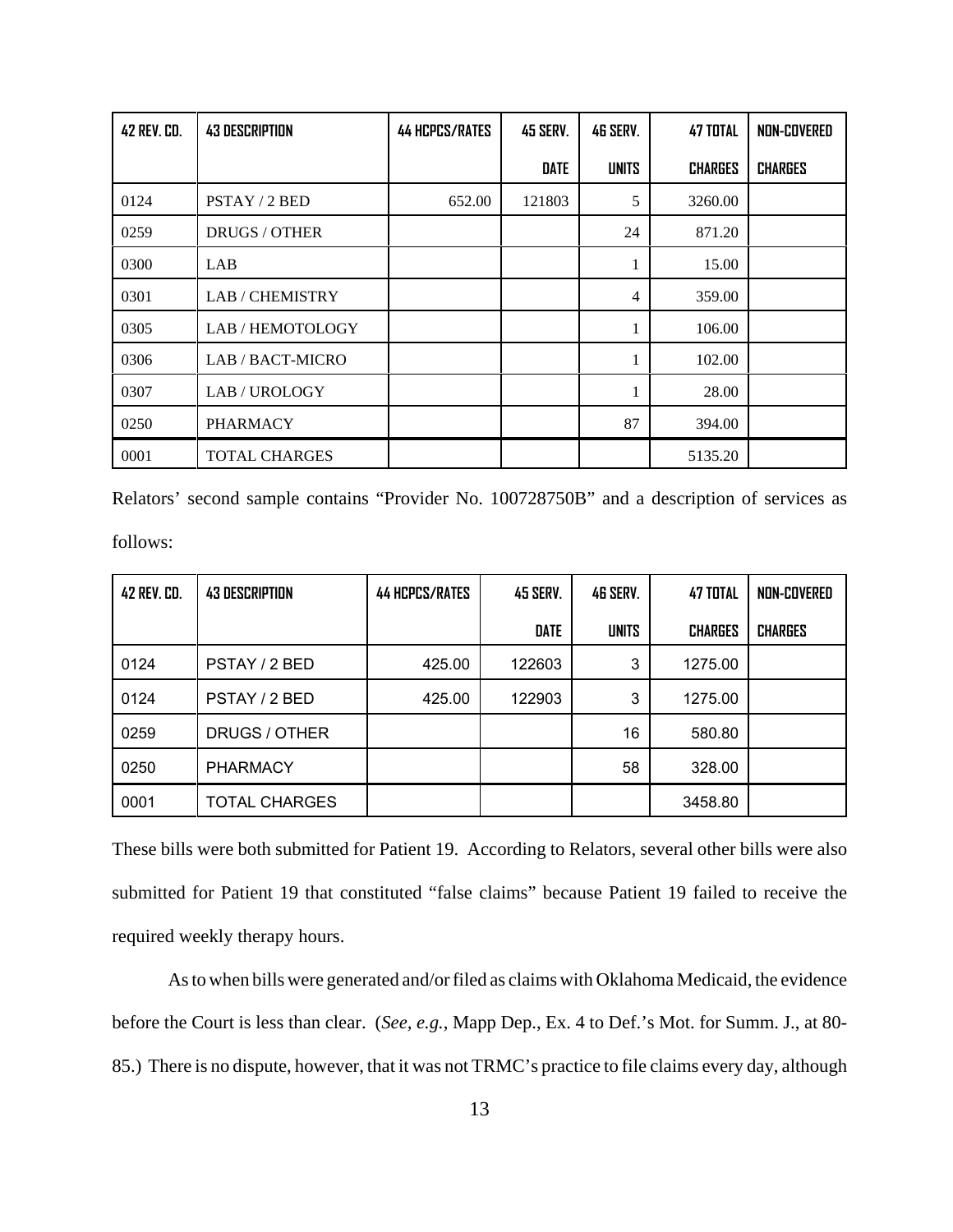| 42 REV. CD. | 43 DESCRIPTION | 44 HCPCS/RATES | 45 SERV. DATE | 46 SERV. UNITS | 47 TOTAL CHARGES | NON-COVERED CHARGES |
|---|---|---|---|---|---|---|
| 0124 | PSTAY / 2 BED | 652.00 | 121803 | 5 | 3260.00 | |
| 0259 | DRUGS / OTHER | | | 24 | 871.20 | |
| 0300 | LAB | | | 1 | 15.00 | |
| 0301 | LAB / CHEMISTRY | | | 4 | 359.00 | |
| 0305 | LAB / HEMOTOLOGY | | | 1 | 106.00 | |
| 0306 | LAB / BACT-MICRO | | | 1 | 102.00 | |
| 0307 | LAB / UROLOGY | | | 1 | 28.00 | |
| 0250 | PHARMACY | | | 87 | 394.00 | |
| 0001 | TOTAL CHARGES | | | | 5135.20 | |

Relators' second sample contains "Provider No. 100728750B" and a description of services as follows:

| 42 REV. CD. | 43 DESCRIPTION | 44 HCPCS/RATES | 45 SERV. DATE | 46 SERV. UNITS | 47 TOTAL CHARGES | NON-COVERED CHARGES |
|---|---|---|---|---|---|---|
| 0124 | PSTAY / 2 BED | 425.00 | 122603 | 3 | 1275.00 | |
| 0124 | PSTAY / 2 BED | 425.00 | 122903 | 3 | 1275.00 | |
| 0259 | DRUGS / OTHER | | | 16 | 580.80 | |
| 0250 | PHARMACY | | | 58 | 328.00 | |
| 0001 | TOTAL CHARGES | | | | 3458.80 | |

These bills were both submitted for Patient 19. According to Relators, several other bills were also submitted for Patient 19 that constituted "false claims" because Patient 19 failed to receive the required weekly therapy hours.

As to when bills were generated and/or filed as claims with Oklahoma Medicaid, the evidence before the Court is less than clear. (*See, e.g.*, Mapp Dep., Ex. 4 to Def.'s Mot. for Summ. J., at 80-85.) There is no dispute, however, that it was not TRMC's practice to file claims every day, although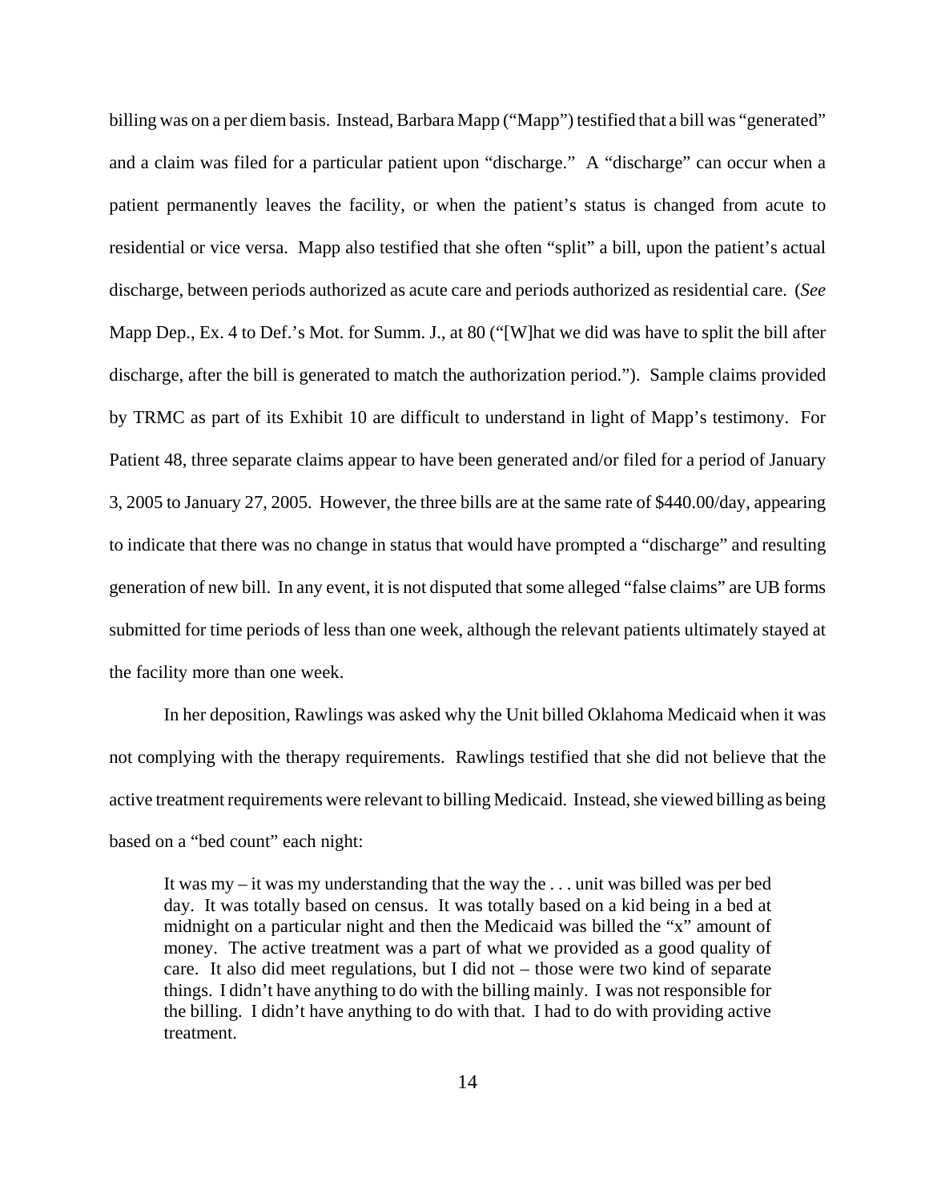billing was on a per diem basis. Instead, Barbara Mapp ("Mapp") testified that a bill was "generated" and a claim was filed for a particular patient upon "discharge." A "discharge" can occur when a patient permanently leaves the facility, or when the patient's status is changed from acute to residential or vice versa. Mapp also testified that she often "split" a bill, upon the patient's actual discharge, between periods authorized as acute care and periods authorized as residential care. (*See* Mapp Dep., Ex. 4 to Def.'s Mot. for Summ. J., at 80 ("[W]hat we did was have to split the bill after discharge, after the bill is generated to match the authorization period."). Sample claims provided by TRMC as part of its Exhibit 10 are difficult to understand in light of Mapp's testimony. For Patient 48, three separate claims appear to have been generated and/or filed for a period of January 3, 2005 to January 27, 2005. However, the three bills are at the same rate of $440.00/day, appearing to indicate that there was no change in status that would have prompted a "discharge" and resulting generation of new bill. In any event, it is not disputed that some alleged "false claims" are UB forms submitted for time periods of less than one week, although the relevant patients ultimately stayed at the facility more than one week.

In her deposition, Rawlings was asked why the Unit billed Oklahoma Medicaid when it was not complying with the therapy requirements. Rawlings testified that she did not believe that the active treatment requirements were relevant to billing Medicaid. Instead, she viewed billing as being based on a "bed count" each night:

> It was my – it was my understanding that the way the . . . unit was billed was per bed day. It was totally based on census. It was totally based on a kid being in a bed at midnight on a particular night and then the Medicaid was billed the "x" amount of money. The active treatment was a part of what we provided as a good quality of care. It also did meet regulations, but I did not – those were two kind of separate things. I didn't have anything to do with the billing mainly. I was not responsible for the billing. I didn't have anything to do with that. I had to do with providing active treatment.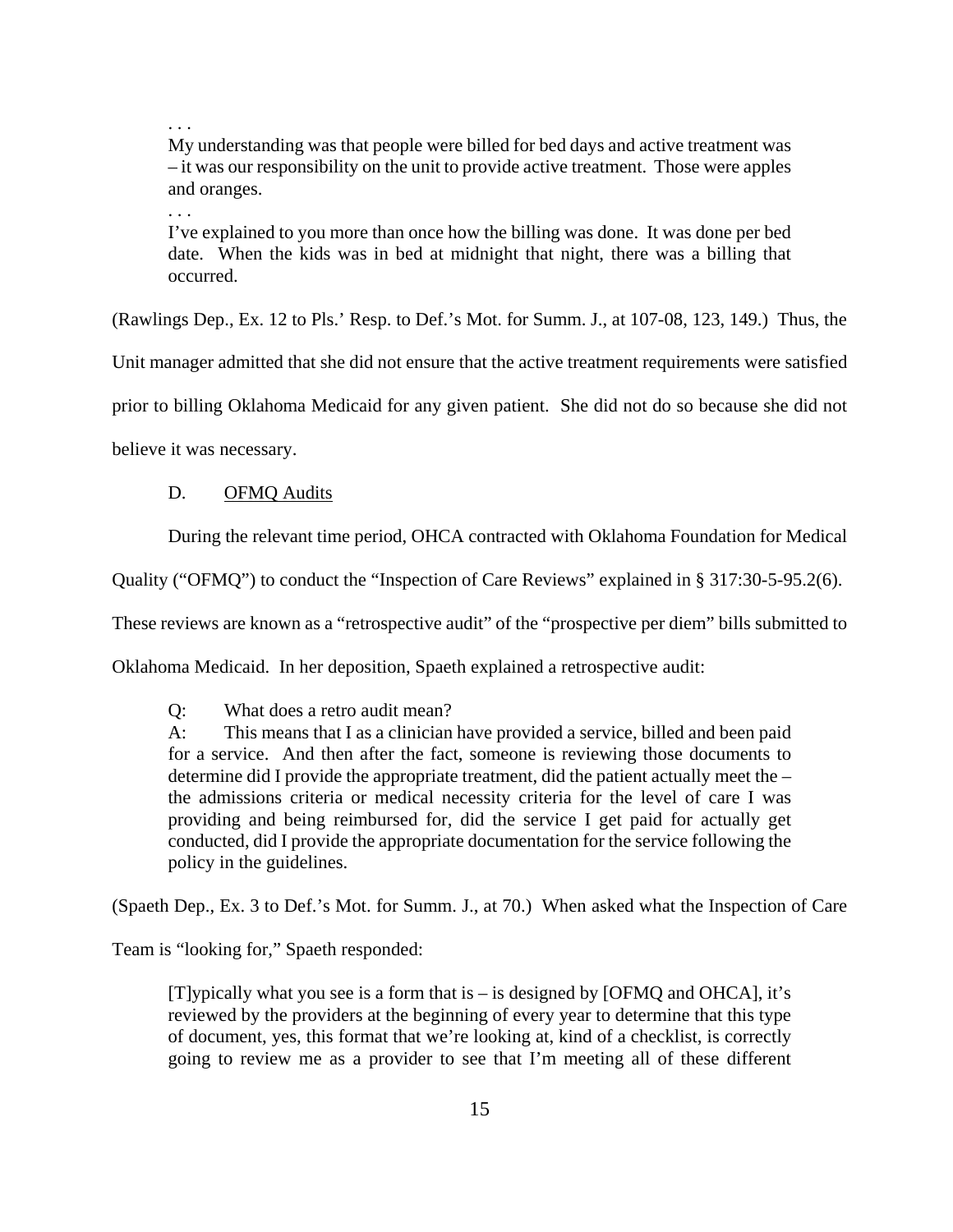> . . .
>
> My understanding was that people were billed for bed days and active treatment was – it was our responsibility on the unit to provide active treatment. Those were apples and oranges.
>
> . . .
>
> I've explained to you more than once how the billing was done. It was done per bed date. When the kids was in bed at midnight that night, there was a billing that occurred.

(Rawlings Dep., Ex. 12 to Pls.' Resp. to Def.'s Mot. for Summ. J., at 107-08, 123, 149.) Thus, the Unit manager admitted that she did not ensure that the active treatment requirements were satisfied prior to billing Oklahoma Medicaid for any given patient. She did not do so because she did not believe it was necessary.

D. <u>OFMQ Audits</u>

During the relevant time period, OHCA contracted with Oklahoma Foundation for Medical Quality ("OFMQ") to conduct the "Inspection of Care Reviews" explained in § 317:30-5-95.2(6). These reviews are known as a "retrospective audit" of the "prospective per diem" bills submitted to Oklahoma Medicaid. In her deposition, Spaeth explained a retrospective audit:

> Q: What does a retro audit mean?
>
> A: This means that I as a clinician have provided a service, billed and been paid for a service. And then after the fact, someone is reviewing those documents to determine did I provide the appropriate treatment, did the patient actually meet the – the admissions criteria or medical necessity criteria for the level of care I was providing and being reimbursed for, did the service I get paid for actually get conducted, did I provide the appropriate documentation for the service following the policy in the guidelines.

(Spaeth Dep., Ex. 3 to Def.'s Mot. for Summ. J., at 70.) When asked what the Inspection of Care Team is "looking for," Spaeth responded:

> [T]ypically what you see is a form that is – is designed by [OFMQ and OHCA], it's reviewed by the providers at the beginning of every year to determine that this type of document, yes, this format that we're looking at, kind of a checklist, is correctly going to review me as a provider to see that I'm meeting all of these different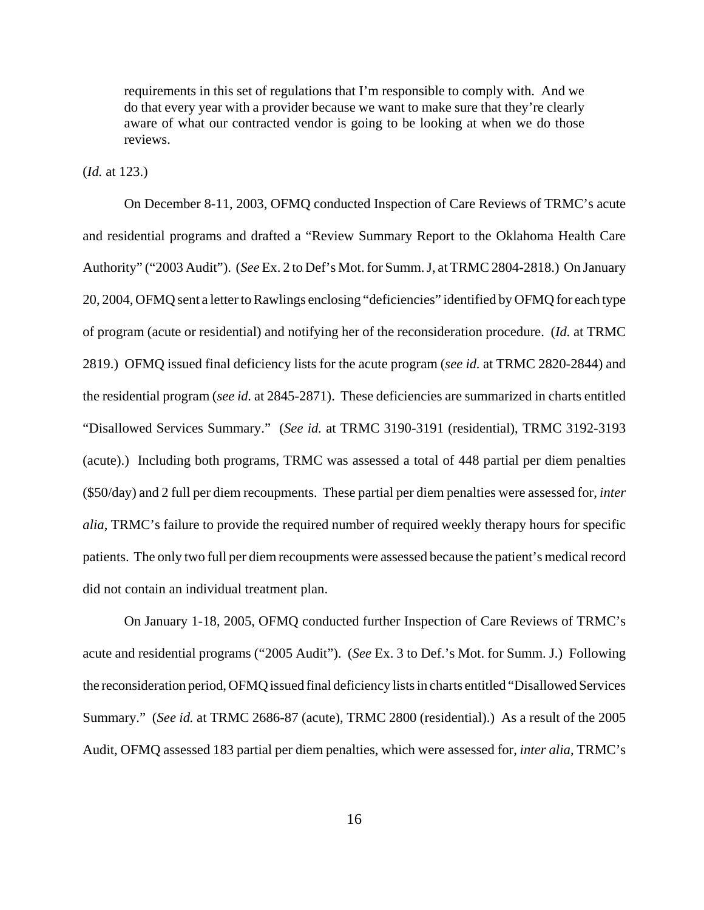> requirements in this set of regulations that I'm responsible to comply with. And we do that every year with a provider because we want to make sure that they're clearly aware of what our contracted vendor is going to be looking at when we do those reviews.

(*Id.* at 123.)

On December 8-11, 2003, OFMQ conducted Inspection of Care Reviews of TRMC's acute and residential programs and drafted a "Review Summary Report to the Oklahoma Health Care Authority" ("2003 Audit"). (*See* Ex. 2 to Def's Mot. for Summ. J, at TRMC 2804-2818.) On January 20, 2004, OFMQ sent a letter to Rawlings enclosing "deficiencies" identified by OFMQ for each type of program (acute or residential) and notifying her of the reconsideration procedure. (*Id.* at TRMC 2819.) OFMQ issued final deficiency lists for the acute program (*see id.* at TRMC 2820-2844) and the residential program (*see id.* at 2845-2871). These deficiencies are summarized in charts entitled "Disallowed Services Summary." (*See id.* at TRMC 3190-3191 (residential), TRMC 3192-3193 (acute).) Including both programs, TRMC was assessed a total of 448 partial per diem penalties ($50/day) and 2 full per diem recoupments. These partial per diem penalties were assessed for, *inter alia*, TRMC's failure to provide the required number of required weekly therapy hours for specific patients. The only two full per diem recoupments were assessed because the patient's medical record did not contain an individual treatment plan.

On January 1-18, 2005, OFMQ conducted further Inspection of Care Reviews of TRMC's acute and residential programs ("2005 Audit"). (*See* Ex. 3 to Def.'s Mot. for Summ. J.) Following the reconsideration period, OFMQ issued final deficiency lists in charts entitled "Disallowed Services Summary." (*See id.* at TRMC 2686-87 (acute), TRMC 2800 (residential).) As a result of the 2005 Audit, OFMQ assessed 183 partial per diem penalties, which were assessed for, *inter alia*, TRMC's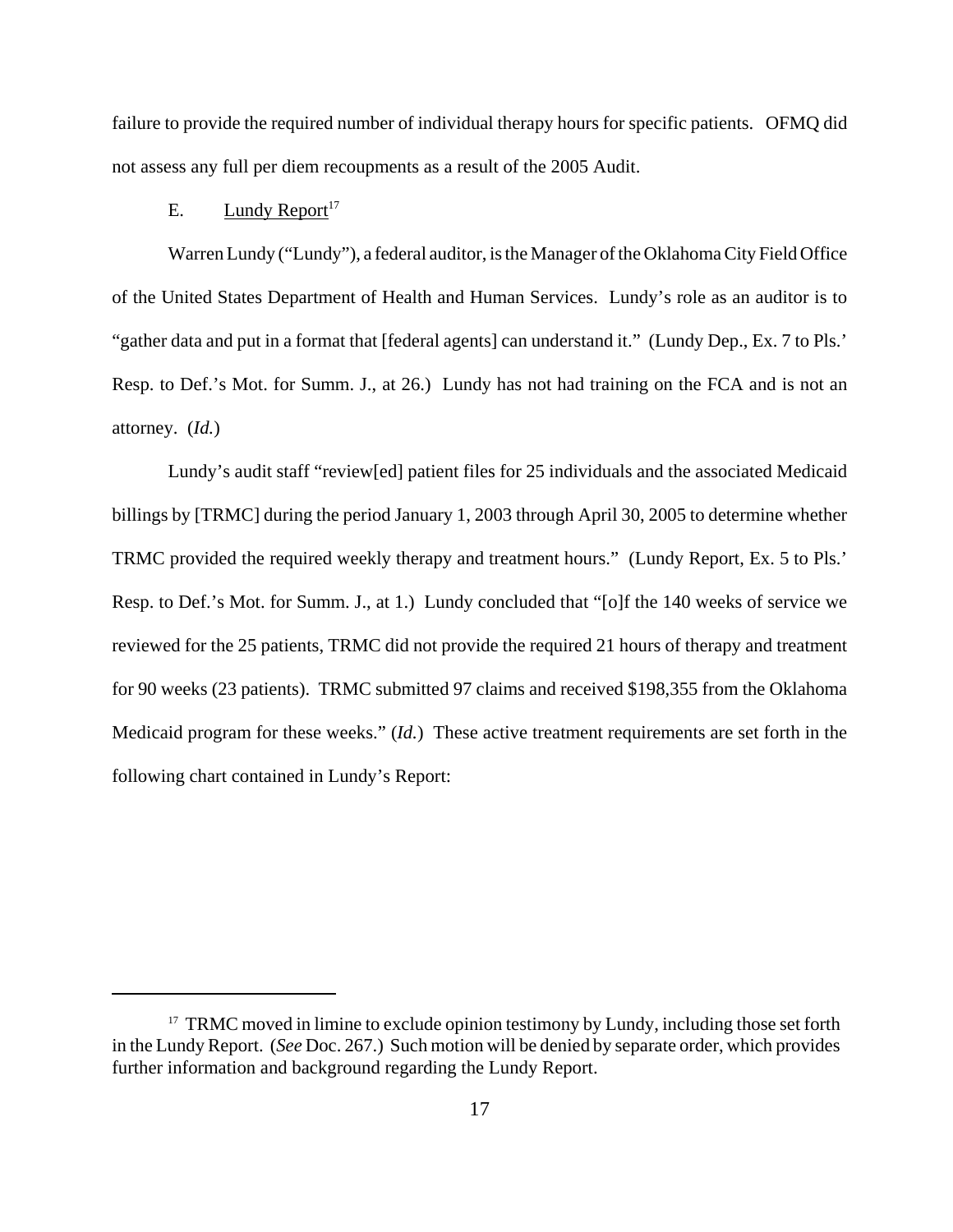failure to provide the required number of individual therapy hours for specific patients. OFMQ did not assess any full per diem recoupments as a result of the 2005 Audit.

E. Lundy Report[17]

Warren Lundy ("Lundy"), a federal auditor, is the Manager of the Oklahoma City Field Office of the United States Department of Health and Human Services. Lundy's role as an auditor is to "gather data and put in a format that [federal agents] can understand it." (Lundy Dep., Ex. 7 to Pls.' Resp. to Def.'s Mot. for Summ. J., at 26.) Lundy has not had training on the FCA and is not an attorney. (*Id.*)

Lundy's audit staff "review[ed] patient files for 25 individuals and the associated Medicaid billings by [TRMC] during the period January 1, 2003 through April 30, 2005 to determine whether TRMC provided the required weekly therapy and treatment hours." (Lundy Report, Ex. 5 to Pls.' Resp. to Def.'s Mot. for Summ. J., at 1.) Lundy concluded that "[o]f the 140 weeks of service we reviewed for the 25 patients, TRMC did not provide the required 21 hours of therapy and treatment for 90 weeks (23 patients). TRMC submitted 97 claims and received $198,355 from the Oklahoma Medicaid program for these weeks." (*Id.*) These active treatment requirements are set forth in the following chart contained in Lundy's Report:

---

[17] TRMC moved in limine to exclude opinion testimony by Lundy, including those set forth in the Lundy Report. (*See* Doc. 267.) Such motion will be denied by separate order, which provides further information and background regarding the Lundy Report.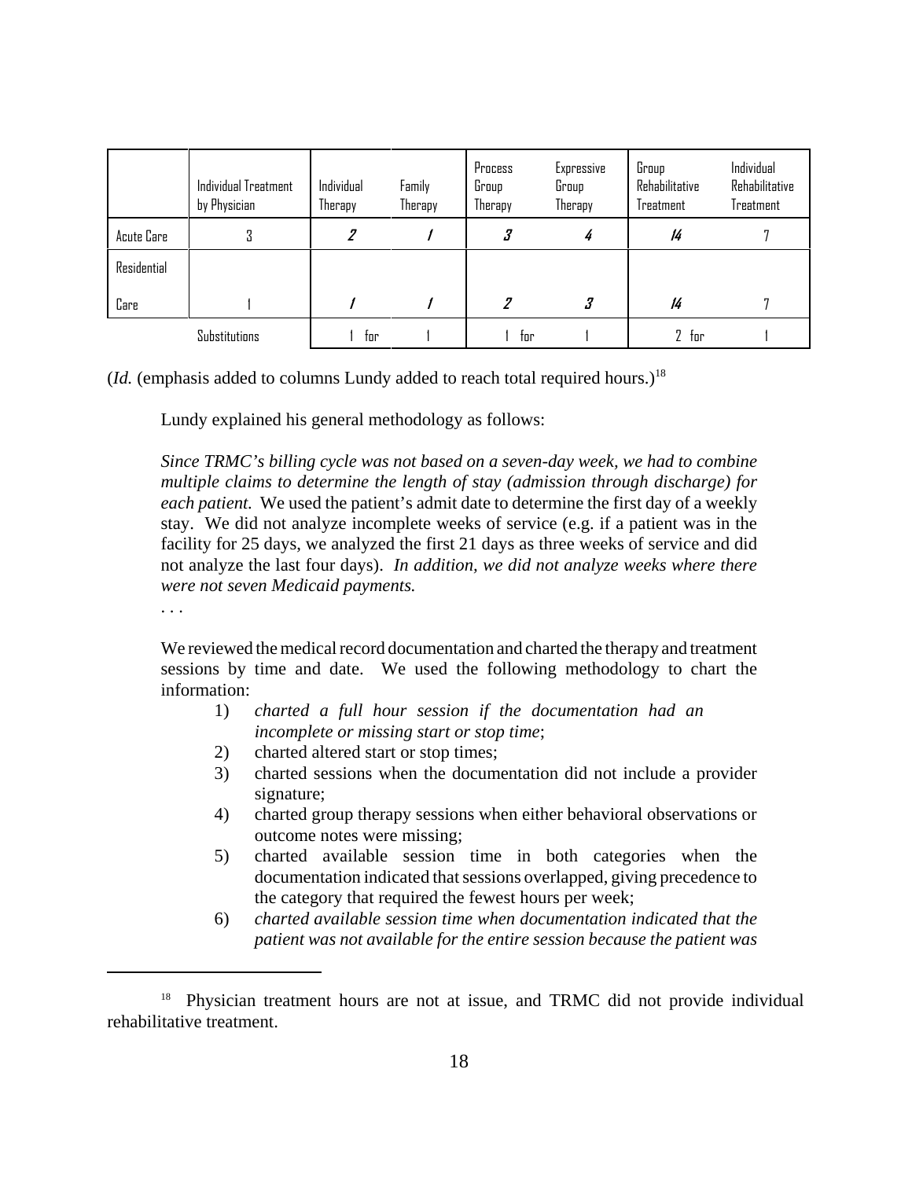| | Individual Treatment by Physician | Individual Therapy | Family Therapy | Process Group Therapy | Expressive Group Therapy | Group Rehabilitative Treatment | Individual Rehabilitative Treatment |
|---|---|---|---|---|---|---|---|
| Acute Care | 3 | ***2*** | ***1*** | ***3*** | ***4*** | ***14*** | 7 |
| Residential Care | 1 | ***1*** | ***1*** | ***2*** | ***3*** | ***14*** | 7 |
| | Substitutions | 1 for | 1 | 1 for | 1 | 2 for | 1 |

(*Id.* (emphasis added to columns Lundy added to reach total required hours.)[18]

Lundy explained his general methodology as follows:

> *Since TRMC's billing cycle was not based on a seven-day week, we had to combine multiple claims to determine the length of stay (admission through discharge) for each patient.* We used the patient's admit date to determine the first day of a weekly stay. We did not analyze incomplete weeks of service (e.g. if a patient was in the facility for 25 days, we analyzed the first 21 days as three weeks of service and did not analyze the last four days). *In addition, we did not analyze weeks where there were not seven Medicaid payments.*
>
> . . .
>
> We reviewed the medical record documentation and charted the therapy and treatment sessions by time and date. We used the following methodology to chart the information:
>
> 1) *charted a full hour session if the documentation had an incomplete or missing start or stop time*;
> 2) charted altered start or stop times;
> 3) charted sessions when the documentation did not include a provider signature;
> 4) charted group therapy sessions when either behavioral observations or outcome notes were missing;
> 5) charted available session time in both categories when the documentation indicated that sessions overlapped, giving precedence to the category that required the fewest hours per week;
> 6) *charted available session time when documentation indicated that the patient was not available for the entire session because the patient was*

[18] Physician treatment hours are not at issue, and TRMC did not provide individual rehabilitative treatment.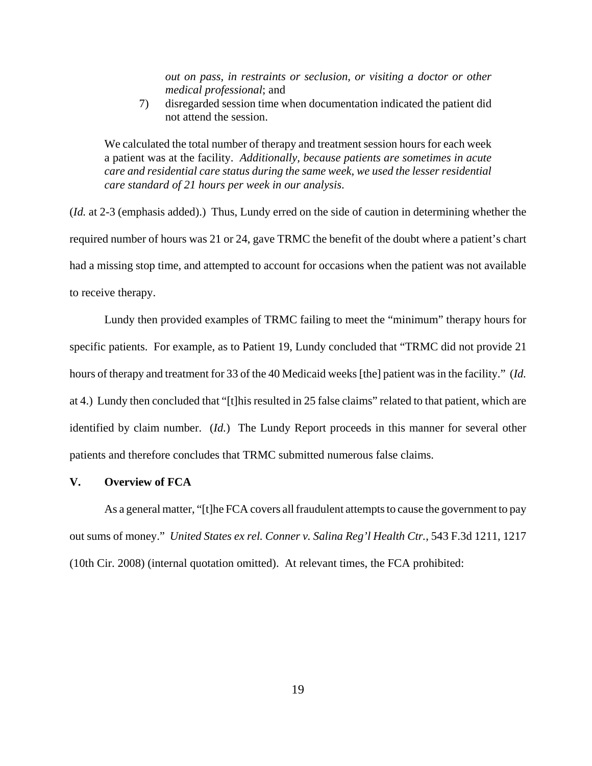> *out on pass, in restraints or seclusion, or visiting a doctor or other medical professional*; and
>
> 7) disregarded session time when documentation indicated the patient did not attend the session.
>
> We calculated the total number of therapy and treatment session hours for each week a patient was at the facility. *Additionally, because patients are sometimes in acute care and residential care status during the same week, we used the lesser residential care standard of 21 hours per week in our analysis*.

(*Id.* at 2-3 (emphasis added).) Thus, Lundy erred on the side of caution in determining whether the required number of hours was 21 or 24, gave TRMC the benefit of the doubt where a patient's chart had a missing stop time, and attempted to account for occasions when the patient was not available to receive therapy.

Lundy then provided examples of TRMC failing to meet the "minimum" therapy hours for specific patients. For example, as to Patient 19, Lundy concluded that "TRMC did not provide 21 hours of therapy and treatment for 33 of the 40 Medicaid weeks [the] patient was in the facility." (*Id.* at 4.) Lundy then concluded that "[t]his resulted in 25 false claims" related to that patient, which are identified by claim number. (*Id.*) The Lundy Report proceeds in this manner for several other patients and therefore concludes that TRMC submitted numerous false claims.

## V. Overview of FCA

As a general matter, "[t]he FCA covers all fraudulent attempts to cause the government to pay out sums of money." *United States ex rel. Conner v. Salina Reg'l Health Ctr.*, 543 F.3d 1211, 1217 (10th Cir. 2008) (internal quotation omitted). At relevant times, the FCA prohibited: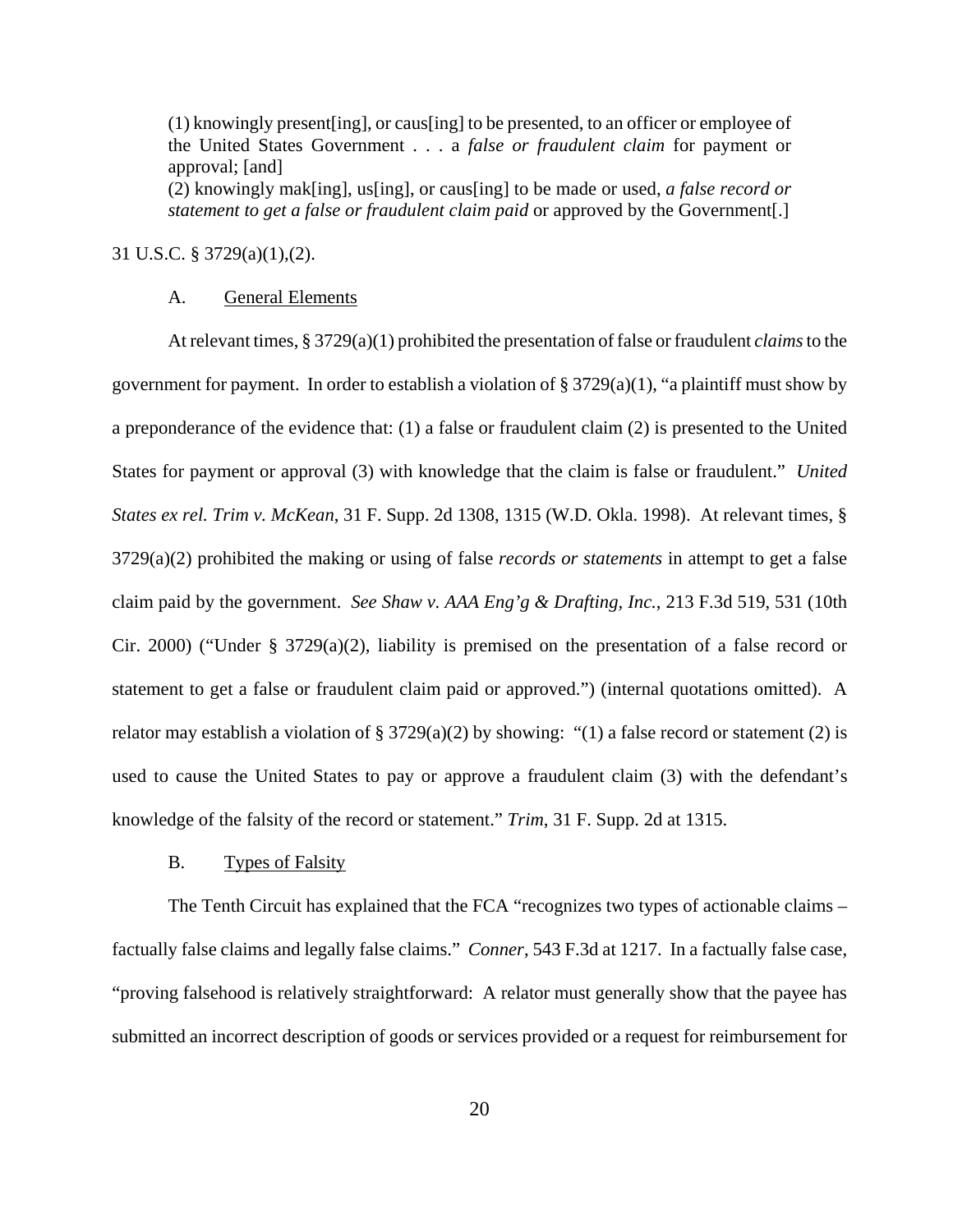> (1) knowingly present[ing], or caus[ing] to be presented, to an officer or employee of the United States Government . . . a *false or fraudulent claim* for payment or approval; [and]
> (2) knowingly mak[ing], us[ing], or caus[ing] to be made or used, *a false record or statement to get a false or fraudulent claim paid* or approved by the Government[.]

31 U.S.C. § 3729(a)(1),(2).

### A. General Elements

At relevant times, § 3729(a)(1) prohibited the presentation of false or fraudulent *claims* to the government for payment. In order to establish a violation of § 3729(a)(1), "a plaintiff must show by a preponderance of the evidence that: (1) a false or fraudulent claim (2) is presented to the United States for payment or approval (3) with knowledge that the claim is false or fraudulent." *United States ex rel. Trim v. McKean*, 31 F. Supp. 2d 1308, 1315 (W.D. Okla. 1998). At relevant times, § 3729(a)(2) prohibited the making or using of false *records or statements* in attempt to get a false claim paid by the government. *See Shaw v. AAA Eng'g & Drafting, Inc.*, 213 F.3d 519, 531 (10th Cir. 2000) ("Under § 3729(a)(2), liability is premised on the presentation of a false record or statement to get a false or fraudulent claim paid or approved.") (internal quotations omitted). A relator may establish a violation of § 3729(a)(2) by showing: "(1) a false record or statement (2) is used to cause the United States to pay or approve a fraudulent claim (3) with the defendant's knowledge of the falsity of the record or statement." *Trim*, 31 F. Supp. 2d at 1315.

### B. Types of Falsity

The Tenth Circuit has explained that the FCA "recognizes two types of actionable claims – factually false claims and legally false claims." *Conner*, 543 F.3d at 1217. In a factually false case, "proving falsehood is relatively straightforward: A relator must generally show that the payee has submitted an incorrect description of goods or services provided or a request for reimbursement for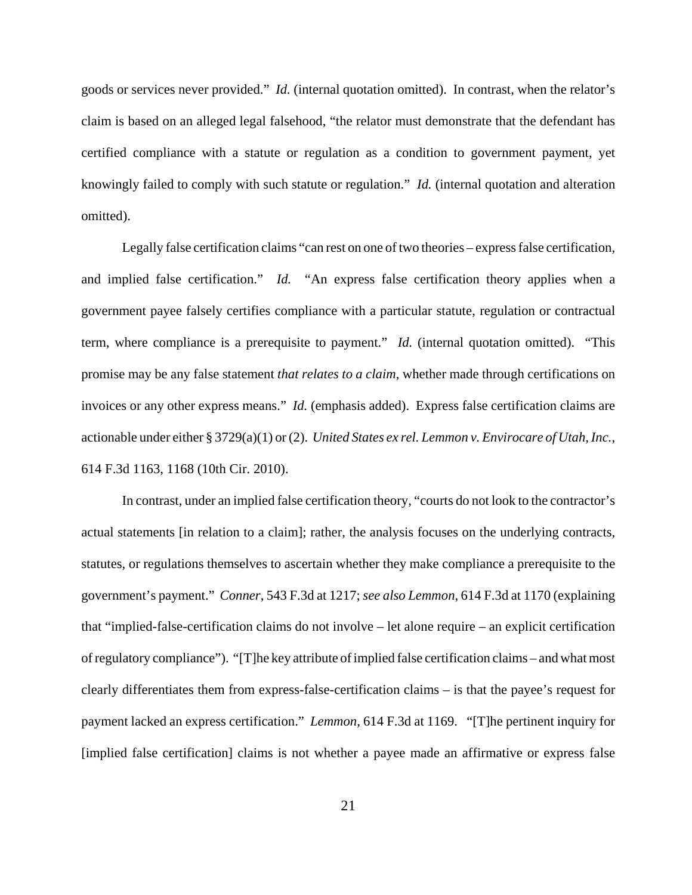goods or services never provided." *Id.* (internal quotation omitted). In contrast, when the relator's claim is based on an alleged legal falsehood, "the relator must demonstrate that the defendant has certified compliance with a statute or regulation as a condition to government payment, yet knowingly failed to comply with such statute or regulation." *Id.* (internal quotation and alteration omitted).

Legally false certification claims "can rest on one of two theories – express false certification, and implied false certification." *Id.* "An express false certification theory applies when a government payee falsely certifies compliance with a particular statute, regulation or contractual term, where compliance is a prerequisite to payment." *Id.* (internal quotation omitted). "This promise may be any false statement *that relates to a claim*, whether made through certifications on invoices or any other express means." *Id.* (emphasis added). Express false certification claims are actionable under either § 3729(a)(1) or (2). *United States ex rel. Lemmon v. Envirocare of Utah, Inc.*, 614 F.3d 1163, 1168 (10th Cir. 2010).

In contrast, under an implied false certification theory, "courts do not look to the contractor's actual statements [in relation to a claim]; rather, the analysis focuses on the underlying contracts, statutes, or regulations themselves to ascertain whether they make compliance a prerequisite to the government's payment." *Conner*, 543 F.3d at 1217; *see also Lemmon*, 614 F.3d at 1170 (explaining that "implied-false-certification claims do not involve – let alone require – an explicit certification of regulatory compliance"). "[T]he key attribute of implied false certification claims – and what most clearly differentiates them from express-false-certification claims – is that the payee's request for payment lacked an express certification." *Lemmon*, 614 F.3d at 1169. "[T]he pertinent inquiry for [implied false certification] claims is not whether a payee made an affirmative or express false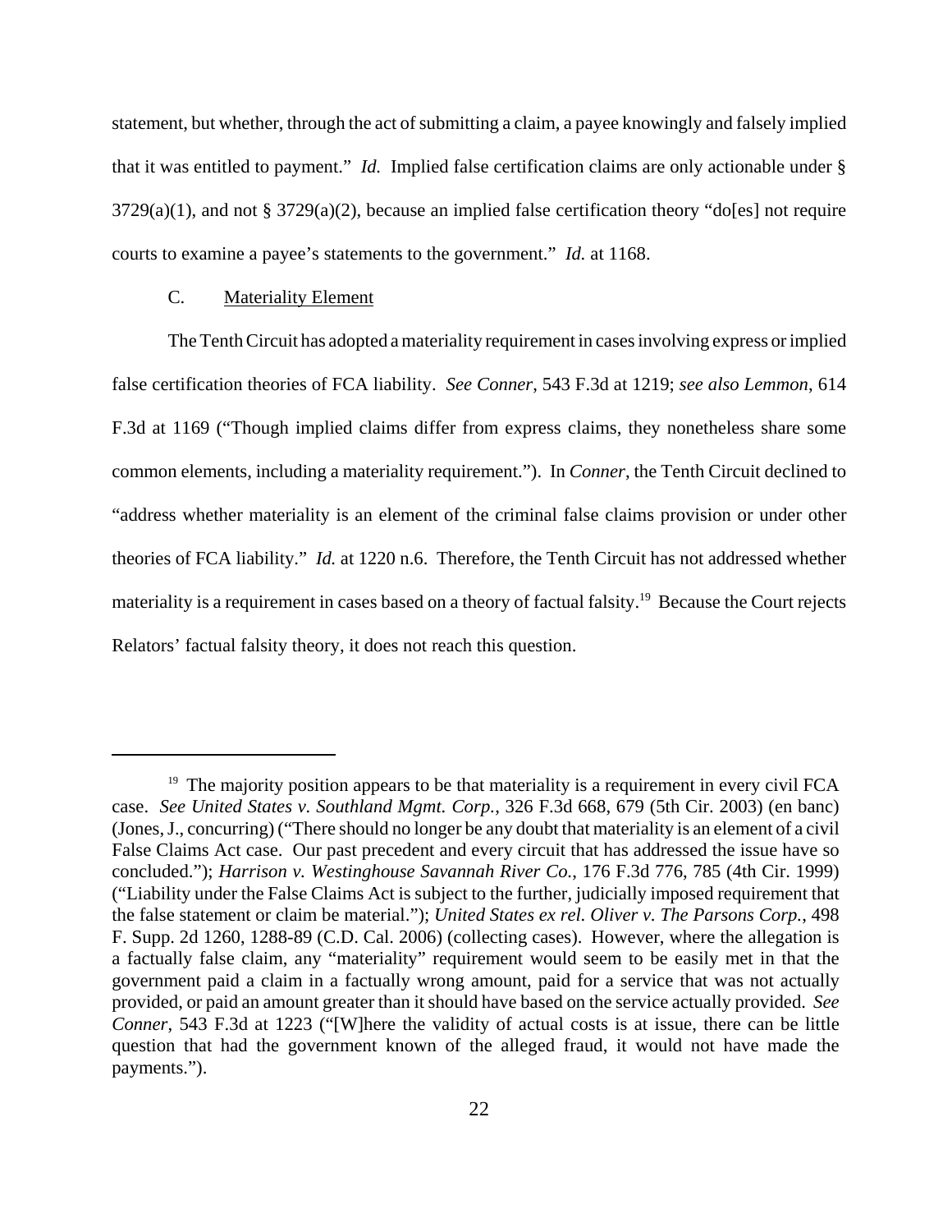statement, but whether, through the act of submitting a claim, a payee knowingly and falsely implied that it was entitled to payment." *Id.* Implied false certification claims are only actionable under § 3729(a)(1), and not § 3729(a)(2), because an implied false certification theory "do[es] not require courts to examine a payee's statements to the government." *Id.* at 1168.

C. Materiality Element

The Tenth Circuit has adopted a materiality requirement in cases involving express or implied false certification theories of FCA liability. *See Conner*, 543 F.3d at 1219; *see also Lemmon*, 614 F.3d at 1169 ("Though implied claims differ from express claims, they nonetheless share some common elements, including a materiality requirement."). In *Conner*, the Tenth Circuit declined to "address whether materiality is an element of the criminal false claims provision or under other theories of FCA liability." *Id.* at 1220 n.6. Therefore, the Tenth Circuit has not addressed whether materiality is a requirement in cases based on a theory of factual falsity.[19] Because the Court rejects Relators' factual falsity theory, it does not reach this question.

---

[19] The majority position appears to be that materiality is a requirement in every civil FCA case. *See United States v. Southland Mgmt. Corp.*, 326 F.3d 668, 679 (5th Cir. 2003) (en banc) (Jones, J., concurring) ("There should no longer be any doubt that materiality is an element of a civil False Claims Act case. Our past precedent and every circuit that has addressed the issue have so concluded."); *Harrison v. Westinghouse Savannah River Co.*, 176 F.3d 776, 785 (4th Cir. 1999) ("Liability under the False Claims Act is subject to the further, judicially imposed requirement that the false statement or claim be material."); *United States ex rel. Oliver v. The Parsons Corp.*, 498 F. Supp. 2d 1260, 1288-89 (C.D. Cal. 2006) (collecting cases). However, where the allegation is a factually false claim, any "materiality" requirement would seem to be easily met in that the government paid a claim in a factually wrong amount, paid for a service that was not actually provided, or paid an amount greater than it should have based on the service actually provided. *See Conner*, 543 F.3d at 1223 ("[W]here the validity of actual costs is at issue, there can be little question that had the government known of the alleged fraud, it would not have made the payments.").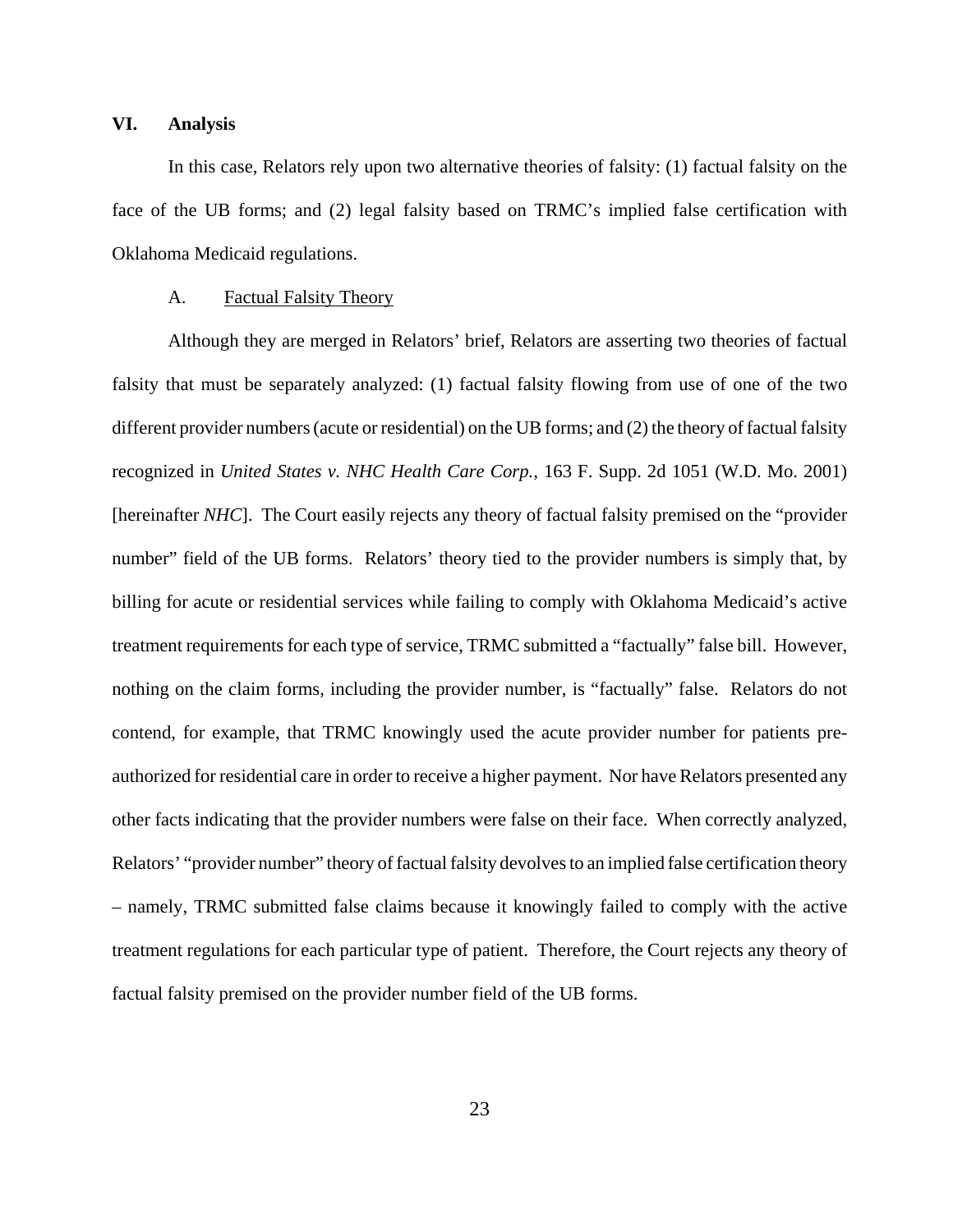## VI. Analysis

In this case, Relators rely upon two alternative theories of falsity: (1) factual falsity on the face of the UB forms; and (2) legal falsity based on TRMC's implied false certification with Oklahoma Medicaid regulations.

### A. Factual Falsity Theory

Although they are merged in Relators' brief, Relators are asserting two theories of factual falsity that must be separately analyzed: (1) factual falsity flowing from use of one of the two different provider numbers (acute or residential) on the UB forms; and (2) the theory of factual falsity recognized in *United States v. NHC Health Care Corp.*, 163 F. Supp. 2d 1051 (W.D. Mo. 2001) [hereinafter *NHC*]. The Court easily rejects any theory of factual falsity premised on the "provider number" field of the UB forms. Relators' theory tied to the provider numbers is simply that, by billing for acute or residential services while failing to comply with Oklahoma Medicaid's active treatment requirements for each type of service, TRMC submitted a "factually" false bill. However, nothing on the claim forms, including the provider number, is "factually" false. Relators do not contend, for example, that TRMC knowingly used the acute provider number for patients pre-authorized for residential care in order to receive a higher payment. Nor have Relators presented any other facts indicating that the provider numbers were false on their face. When correctly analyzed, Relators' "provider number" theory of factual falsity devolves to an implied false certification theory – namely, TRMC submitted false claims because it knowingly failed to comply with the active treatment regulations for each particular type of patient. Therefore, the Court rejects any theory of factual falsity premised on the provider number field of the UB forms.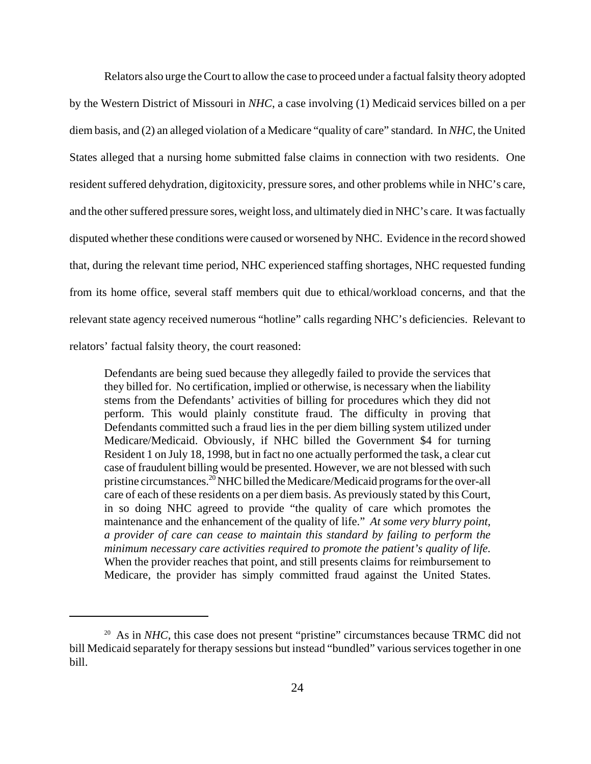Relators also urge the Court to allow the case to proceed under a factual falsity theory adopted by the Western District of Missouri in *NHC*, a case involving (1) Medicaid services billed on a per diem basis, and (2) an alleged violation of a Medicare "quality of care" standard. In *NHC*, the United States alleged that a nursing home submitted false claims in connection with two residents. One resident suffered dehydration, digitoxicity, pressure sores, and other problems while in NHC's care, and the other suffered pressure sores, weight loss, and ultimately died in NHC's care. It was factually disputed whether these conditions were caused or worsened by NHC. Evidence in the record showed that, during the relevant time period, NHC experienced staffing shortages, NHC requested funding from its home office, several staff members quit due to ethical/workload concerns, and that the relevant state agency received numerous "hotline" calls regarding NHC's deficiencies. Relevant to relators' factual falsity theory, the court reasoned:

> Defendants are being sued because they allegedly failed to provide the services that they billed for. No certification, implied or otherwise, is necessary when the liability stems from the Defendants' activities of billing for procedures which they did not perform. This would plainly constitute fraud. The difficulty in proving that Defendants committed such a fraud lies in the per diem billing system utilized under Medicare/Medicaid. Obviously, if NHC billed the Government $4 for turning Resident 1 on July 18, 1998, but in fact no one actually performed the task, a clear cut case of fraudulent billing would be presented. However, we are not blessed with such pristine circumstances.[20] NHC billed the Medicare/Medicaid programs for the over-all care of each of these residents on a per diem basis. As previously stated by this Court, in so doing NHC agreed to provide "the quality of care which promotes the maintenance and the enhancement of the quality of life." *At some very blurry point, a provider of care can cease to maintain this standard by failing to perform the minimum necessary care activities required to promote the patient's quality of life.* When the provider reaches that point, and still presents claims for reimbursement to Medicare, the provider has simply committed fraud against the United States.

[20] As in *NHC*, this case does not present "pristine" circumstances because TRMC did not bill Medicaid separately for therapy sessions but instead "bundled" various services together in one bill.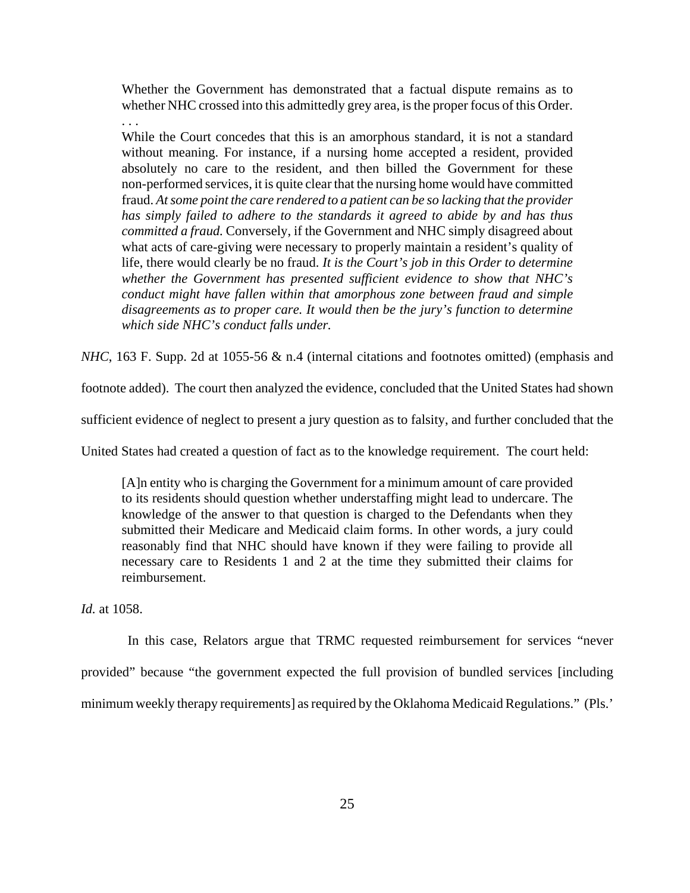> Whether the Government has demonstrated that a factual dispute remains as to whether NHC crossed into this admittedly grey area, is the proper focus of this Order.
> . . .
> While the Court concedes that this is an amorphous standard, it is not a standard without meaning. For instance, if a nursing home accepted a resident, provided absolutely no care to the resident, and then billed the Government for these non-performed services, it is quite clear that the nursing home would have committed fraud. *At some point the care rendered to a patient can be so lacking that the provider has simply failed to adhere to the standards it agreed to abide by and has thus committed a fraud.* Conversely, if the Government and NHC simply disagreed about what acts of care-giving were necessary to properly maintain a resident's quality of life, there would clearly be no fraud. *It is the Court's job in this Order to determine whether the Government has presented sufficient evidence to show that NHC's conduct might have fallen within that amorphous zone between fraud and simple disagreements as to proper care. It would then be the jury's function to determine which side NHC's conduct falls under.*

*NHC*, 163 F. Supp. 2d at 1055-56 & n.4 (internal citations and footnotes omitted) (emphasis and footnote added). The court then analyzed the evidence, concluded that the United States had shown sufficient evidence of neglect to present a jury question as to falsity, and further concluded that the United States had created a question of fact as to the knowledge requirement. The court held:

> [A]n entity who is charging the Government for a minimum amount of care provided to its residents should question whether understaffing might lead to undercare. The knowledge of the answer to that question is charged to the Defendants when they submitted their Medicare and Medicaid claim forms. In other words, a jury could reasonably find that NHC should have known if they were failing to provide all necessary care to Residents 1 and 2 at the time they submitted their claims for reimbursement.

*Id.* at 1058.

In this case, Relators argue that TRMC requested reimbursement for services "never provided" because "the government expected the full provision of bundled services [including minimum weekly therapy requirements] as required by the Oklahoma Medicaid Regulations." (Pls.'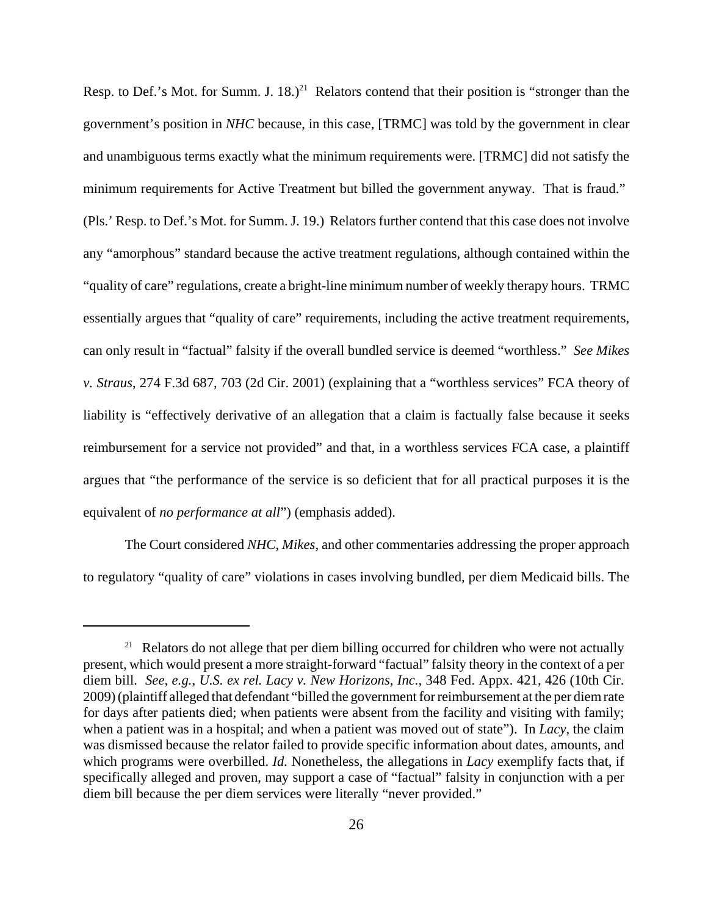Resp. to Def.'s Mot. for Summ. J. 18.)[21] Relators contend that their position is "stronger than the government's position in *NHC* because, in this case, [TRMC] was told by the government in clear and unambiguous terms exactly what the minimum requirements were. [TRMC] did not satisfy the minimum requirements for Active Treatment but billed the government anyway. That is fraud." (Pls.' Resp. to Def.'s Mot. for Summ. J. 19.) Relators further contend that this case does not involve any "amorphous" standard because the active treatment regulations, although contained within the "quality of care" regulations, create a bright-line minimum number of weekly therapy hours. TRMC essentially argues that "quality of care" requirements, including the active treatment requirements, can only result in "factual" falsity if the overall bundled service is deemed "worthless." *See Mikes v. Straus*, 274 F.3d 687, 703 (2d Cir. 2001) (explaining that a "worthless services" FCA theory of liability is "effectively derivative of an allegation that a claim is factually false because it seeks reimbursement for a service not provided" and that, in a worthless services FCA case, a plaintiff argues that "the performance of the service is so deficient that for all practical purposes it is the equivalent of *no performance at all*") (emphasis added).

The Court considered *NHC*, *Mikes*, and other commentaries addressing the proper approach to regulatory "quality of care" violations in cases involving bundled, per diem Medicaid bills. The

---

[21] Relators do not allege that per diem billing occurred for children who were not actually present, which would present a more straight-forward "factual" falsity theory in the context of a per diem bill. *See, e.g.*, *U.S. ex rel. Lacy v. New Horizons, Inc.*, 348 Fed. Appx. 421, 426 (10th Cir. 2009) (plaintiff alleged that defendant "billed the government for reimbursement at the per diem rate for days after patients died; when patients were absent from the facility and visiting with family; when a patient was in a hospital; and when a patient was moved out of state"). In *Lacy*, the claim was dismissed because the relator failed to provide specific information about dates, amounts, and which programs were overbilled. *Id.* Nonetheless, the allegations in *Lacy* exemplify facts that, if specifically alleged and proven, may support a case of "factual" falsity in conjunction with a per diem bill because the per diem services were literally "never provided."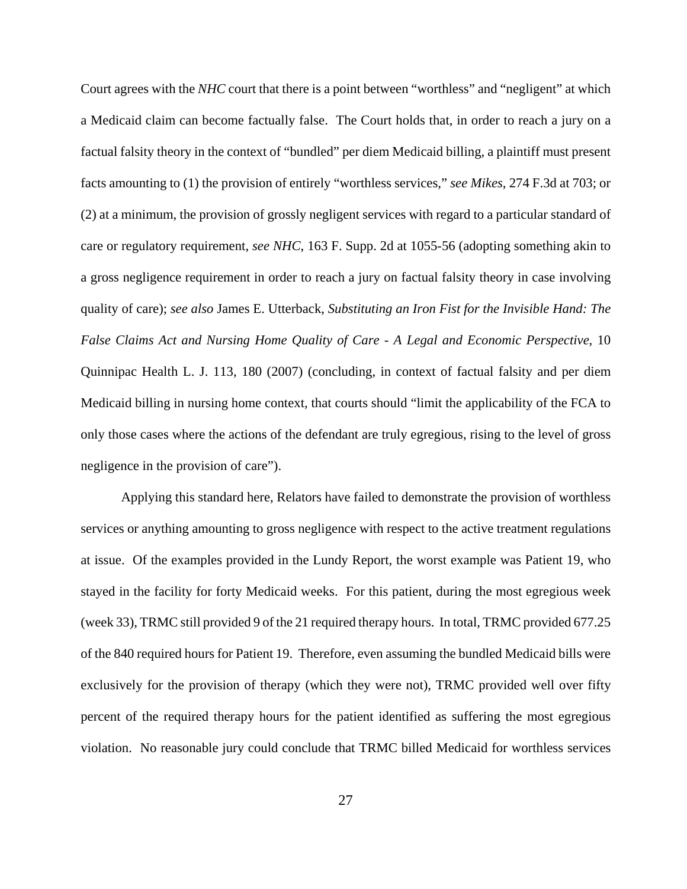Court agrees with the *NHC* court that there is a point between "worthless" and "negligent" at which a Medicaid claim can become factually false. The Court holds that, in order to reach a jury on a factual falsity theory in the context of "bundled" per diem Medicaid billing, a plaintiff must present facts amounting to (1) the provision of entirely "worthless services," *see Mikes*, 274 F.3d at 703; or (2) at a minimum, the provision of grossly negligent services with regard to a particular standard of care or regulatory requirement, *see NHC*, 163 F. Supp. 2d at 1055-56 (adopting something akin to a gross negligence requirement in order to reach a jury on factual falsity theory in case involving quality of care); *see also* James E. Utterback, *Substituting an Iron Fist for the Invisible Hand: The False Claims Act and Nursing Home Quality of Care - A Legal and Economic Perspective*, 10 Quinnipac Health L. J. 113, 180 (2007) (concluding, in context of factual falsity and per diem Medicaid billing in nursing home context, that courts should "limit the applicability of the FCA to only those cases where the actions of the defendant are truly egregious, rising to the level of gross negligence in the provision of care").

Applying this standard here, Relators have failed to demonstrate the provision of worthless services or anything amounting to gross negligence with respect to the active treatment regulations at issue. Of the examples provided in the Lundy Report, the worst example was Patient 19, who stayed in the facility for forty Medicaid weeks. For this patient, during the most egregious week (week 33), TRMC still provided 9 of the 21 required therapy hours. In total, TRMC provided 677.25 of the 840 required hours for Patient 19. Therefore, even assuming the bundled Medicaid bills were exclusively for the provision of therapy (which they were not), TRMC provided well over fifty percent of the required therapy hours for the patient identified as suffering the most egregious violation. No reasonable jury could conclude that TRMC billed Medicaid for worthless services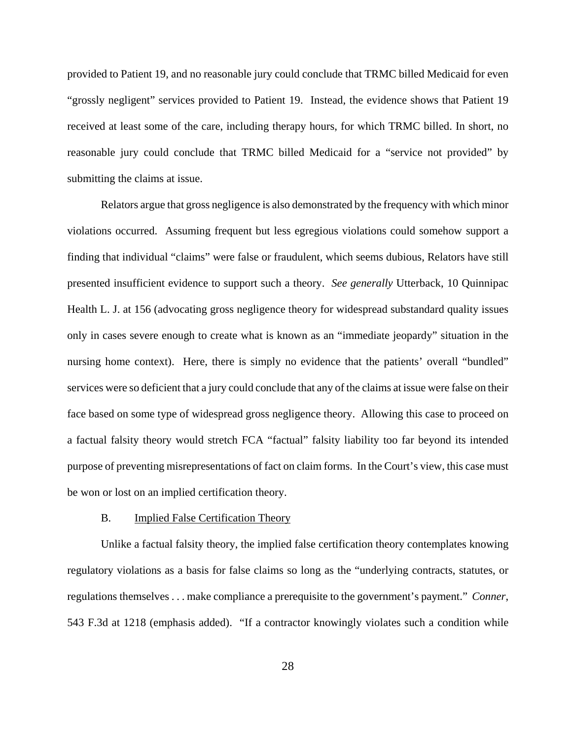provided to Patient 19, and no reasonable jury could conclude that TRMC billed Medicaid for even "grossly negligent" services provided to Patient 19. Instead, the evidence shows that Patient 19 received at least some of the care, including therapy hours, for which TRMC billed. In short, no reasonable jury could conclude that TRMC billed Medicaid for a "service not provided" by submitting the claims at issue.

Relators argue that gross negligence is also demonstrated by the frequency with which minor violations occurred. Assuming frequent but less egregious violations could somehow support a finding that individual "claims" were false or fraudulent, which seems dubious, Relators have still presented insufficient evidence to support such a theory. *See generally* Utterback, 10 Quinnipac Health L. J. at 156 (advocating gross negligence theory for widespread substandard quality issues only in cases severe enough to create what is known as an "immediate jeopardy" situation in the nursing home context). Here, there is simply no evidence that the patients' overall "bundled" services were so deficient that a jury could conclude that any of the claims at issue were false on their face based on some type of widespread gross negligence theory. Allowing this case to proceed on a factual falsity theory would stretch FCA "factual" falsity liability too far beyond its intended purpose of preventing misrepresentations of fact on claim forms. In the Court's view, this case must be won or lost on an implied certification theory.

### B. Implied False Certification Theory

Unlike a factual falsity theory, the implied false certification theory contemplates knowing regulatory violations as a basis for false claims so long as the "underlying contracts, statutes, or regulations themselves . . . make compliance a prerequisite to the government's payment." *Conner*, 543 F.3d at 1218 (emphasis added). "If a contractor knowingly violates such a condition while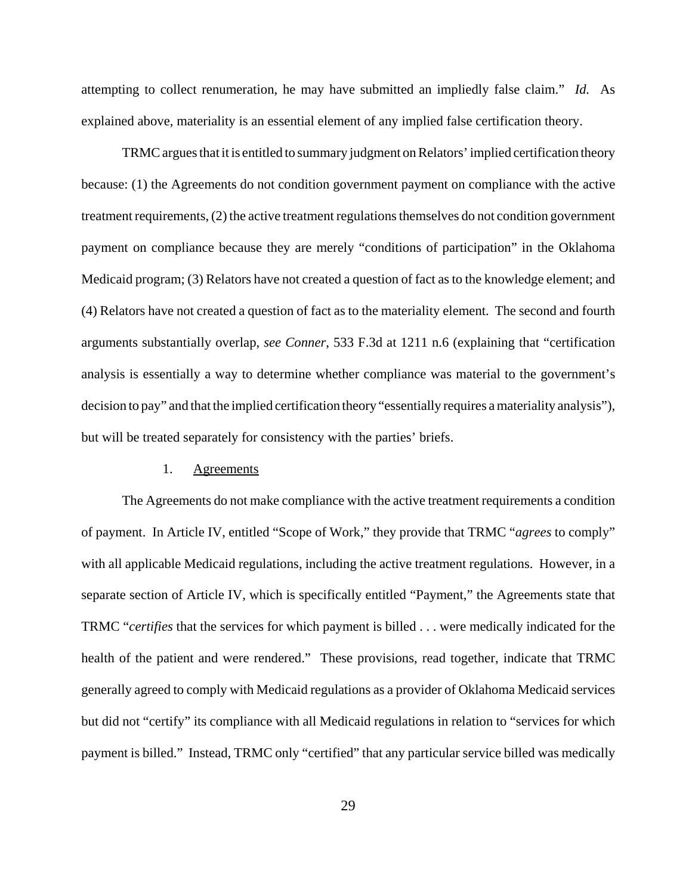attempting to collect renumeration, he may have submitted an impliedly false claim." *Id.* As explained above, materiality is an essential element of any implied false certification theory.

TRMC argues that it is entitled to summary judgment on Relators' implied certification theory because: (1) the Agreements do not condition government payment on compliance with the active treatment requirements, (2) the active treatment regulations themselves do not condition government payment on compliance because they are merely "conditions of participation" in the Oklahoma Medicaid program; (3) Relators have not created a question of fact as to the knowledge element; and (4) Relators have not created a question of fact as to the materiality element. The second and fourth arguments substantially overlap, *see Conner*, 533 F.3d at 1211 n.6 (explaining that "certification analysis is essentially a way to determine whether compliance was material to the government's decision to pay" and that the implied certification theory "essentially requires a materiality analysis"), but will be treated separately for consistency with the parties' briefs.

1. <u>Agreements</u>

The Agreements do not make compliance with the active treatment requirements a condition of payment. In Article IV, entitled "Scope of Work," they provide that TRMC "*agrees* to comply" with all applicable Medicaid regulations, including the active treatment regulations. However, in a separate section of Article IV, which is specifically entitled "Payment," the Agreements state that TRMC "*certifies* that the services for which payment is billed . . . were medically indicated for the health of the patient and were rendered." These provisions, read together, indicate that TRMC generally agreed to comply with Medicaid regulations as a provider of Oklahoma Medicaid services but did not "certify" its compliance with all Medicaid regulations in relation to "services for which payment is billed." Instead, TRMC only "certified" that any particular service billed was medically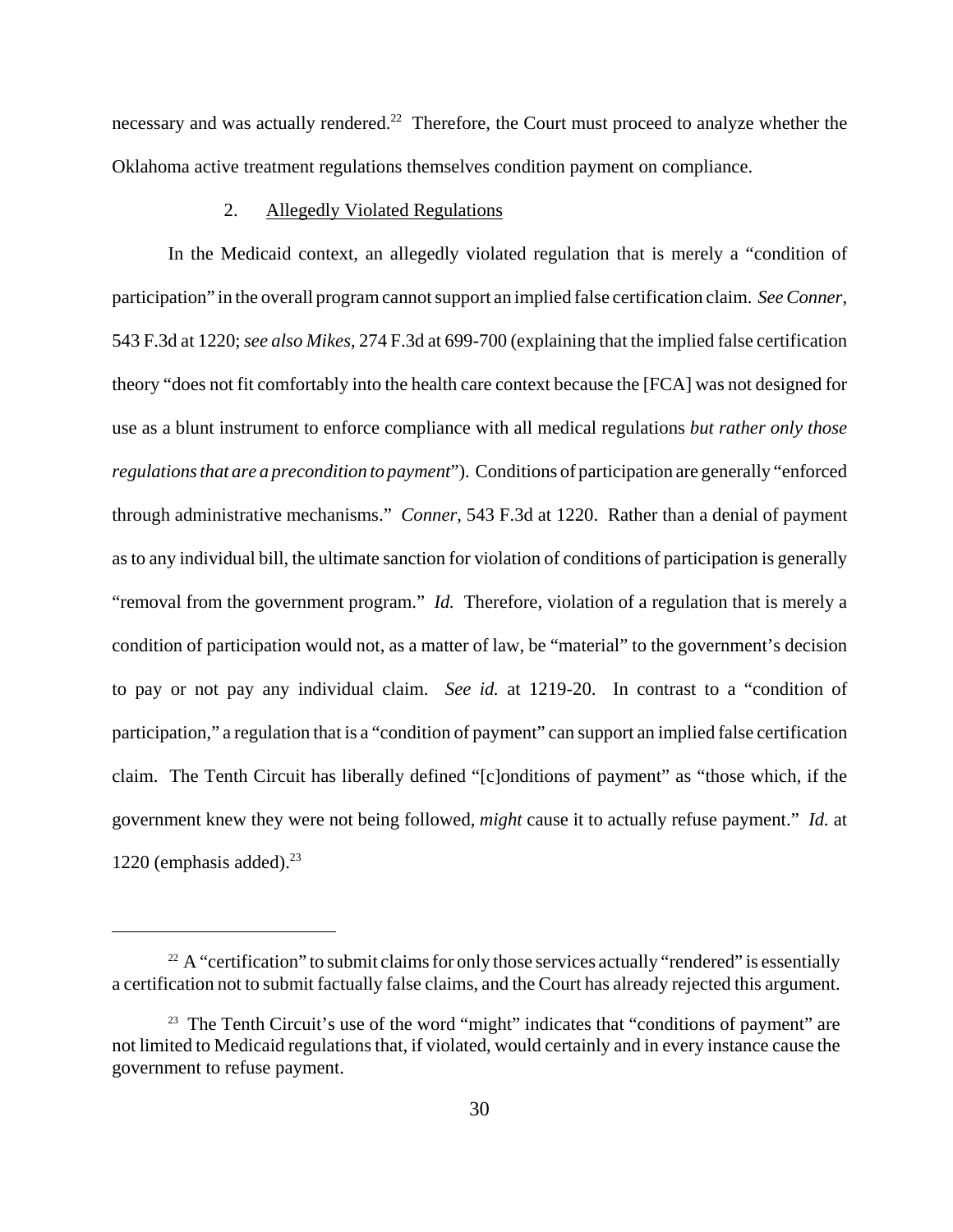necessary and was actually rendered.[22] Therefore, the Court must proceed to analyze whether the Oklahoma active treatment regulations themselves condition payment on compliance.

### 2. Allegedly Violated Regulations

In the Medicaid context, an allegedly violated regulation that is merely a "condition of participation" in the overall program cannot support an implied false certification claim. *See Conner*, 543 F.3d at 1220; *see also Mikes*, 274 F.3d at 699-700 (explaining that the implied false certification theory "does not fit comfortably into the health care context because the [FCA] was not designed for use as a blunt instrument to enforce compliance with all medical regulations *but rather only those regulations that are a precondition to payment*"). Conditions of participation are generally "enforced through administrative mechanisms." *Conner*, 543 F.3d at 1220. Rather than a denial of payment as to any individual bill, the ultimate sanction for violation of conditions of participation is generally "removal from the government program." *Id.* Therefore, violation of a regulation that is merely a condition of participation would not, as a matter of law, be "material" to the government's decision to pay or not pay any individual claim. *See id.* at 1219-20. In contrast to a "condition of participation," a regulation that is a "condition of payment" can support an implied false certification claim. The Tenth Circuit has liberally defined "[c]onditions of payment" as "those which, if the government knew they were not being followed, *might* cause it to actually refuse payment." *Id.* at 1220 (emphasis added).[23]

---

[22] A "certification" to submit claims for only those services actually "rendered" is essentially a certification not to submit factually false claims, and the Court has already rejected this argument.

[23] The Tenth Circuit's use of the word "might" indicates that "conditions of payment" are not limited to Medicaid regulations that, if violated, would certainly and in every instance cause the government to refuse payment.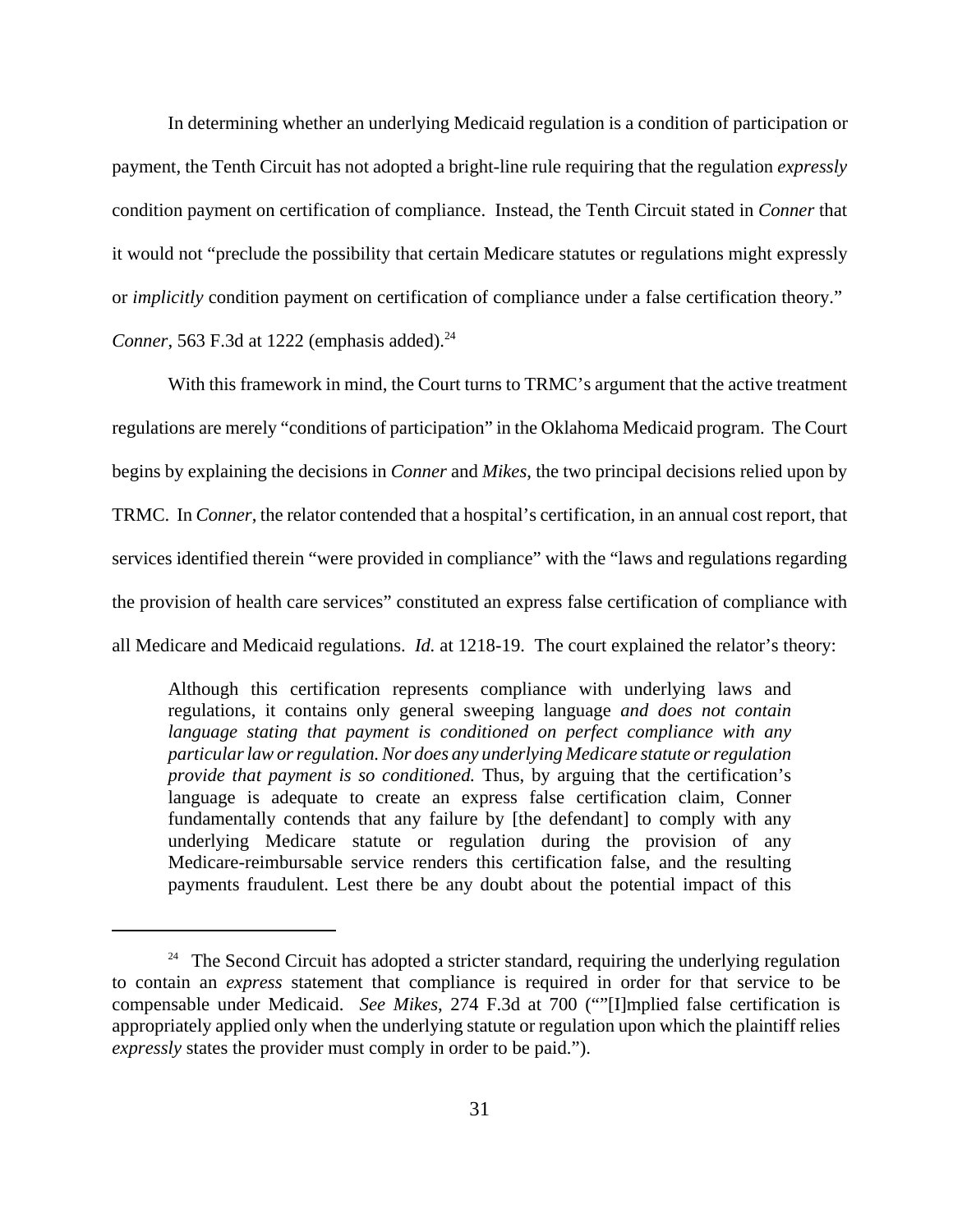In determining whether an underlying Medicaid regulation is a condition of participation or payment, the Tenth Circuit has not adopted a bright-line rule requiring that the regulation *expressly* condition payment on certification of compliance. Instead, the Tenth Circuit stated in *Conner* that it would not "preclude the possibility that certain Medicare statutes or regulations might expressly or *implicitly* condition payment on certification of compliance under a false certification theory." *Conner*, 563 F.3d at 1222 (emphasis added).[24]

With this framework in mind, the Court turns to TRMC's argument that the active treatment regulations are merely "conditions of participation" in the Oklahoma Medicaid program. The Court begins by explaining the decisions in *Conner* and *Mikes*, the two principal decisions relied upon by TRMC. In *Conner*, the relator contended that a hospital's certification, in an annual cost report, that services identified therein "were provided in compliance" with the "laws and regulations regarding the provision of health care services" constituted an express false certification of compliance with all Medicare and Medicaid regulations. *Id.* at 1218-19. The court explained the relator's theory:

> Although this certification represents compliance with underlying laws and regulations, it contains only general sweeping language *and does not contain language stating that payment is conditioned on perfect compliance with any particular law or regulation. Nor does any underlying Medicare statute or regulation provide that payment is so conditioned.* Thus, by arguing that the certification's language is adequate to create an express false certification claim, Conner fundamentally contends that any failure by [the defendant] to comply with any underlying Medicare statute or regulation during the provision of any Medicare-reimbursable service renders this certification false, and the resulting payments fraudulent. Lest there be any doubt about the potential impact of this

---

[24] The Second Circuit has adopted a stricter standard, requiring the underlying regulation to contain an *express* statement that compliance is required in order for that service to be compensable under Medicaid. *See Mikes*, 274 F.3d at 700 (""[I]mplied false certification is appropriately applied only when the underlying statute or regulation upon which the plaintiff relies *expressly* states the provider must comply in order to be paid.").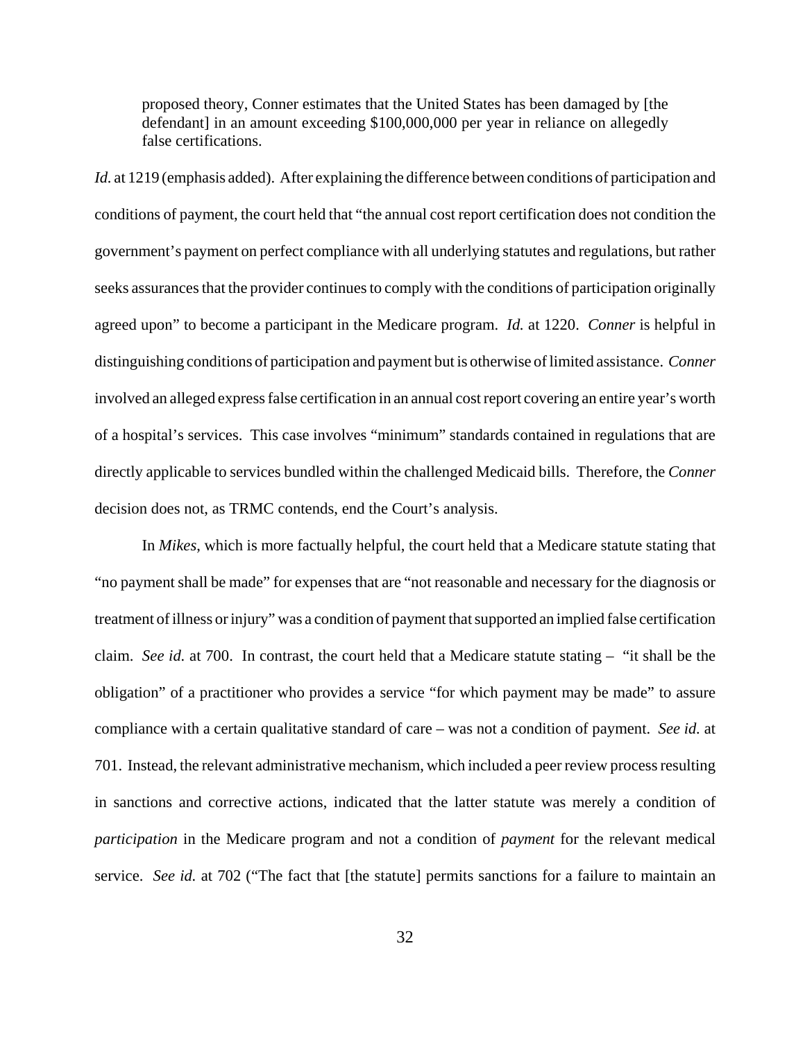> proposed theory, Conner estimates that the United States has been damaged by [the defendant] in an amount exceeding $100,000,000 per year in reliance on allegedly false certifications.

*Id.* at 1219 (emphasis added). After explaining the difference between conditions of participation and conditions of payment, the court held that "the annual cost report certification does not condition the government's payment on perfect compliance with all underlying statutes and regulations, but rather seeks assurances that the provider continues to comply with the conditions of participation originally agreed upon" to become a participant in the Medicare program. *Id.* at 1220. *Conner* is helpful in distinguishing conditions of participation and payment but is otherwise of limited assistance. *Conner* involved an alleged express false certification in an annual cost report covering an entire year's worth of a hospital's services. This case involves "minimum" standards contained in regulations that are directly applicable to services bundled within the challenged Medicaid bills. Therefore, the *Conner* decision does not, as TRMC contends, end the Court's analysis.

In *Mikes*, which is more factually helpful, the court held that a Medicare statute stating that "no payment shall be made" for expenses that are "not reasonable and necessary for the diagnosis or treatment of illness or injury" was a condition of payment that supported an implied false certification claim. *See id.* at 700. In contrast, the court held that a Medicare statute stating – "it shall be the obligation" of a practitioner who provides a service "for which payment may be made" to assure compliance with a certain qualitative standard of care – was not a condition of payment. *See id.* at 701. Instead, the relevant administrative mechanism, which included a peer review process resulting in sanctions and corrective actions, indicated that the latter statute was merely a condition of *participation* in the Medicare program and not a condition of *payment* for the relevant medical service. *See id.* at 702 ("The fact that [the statute] permits sanctions for a failure to maintain an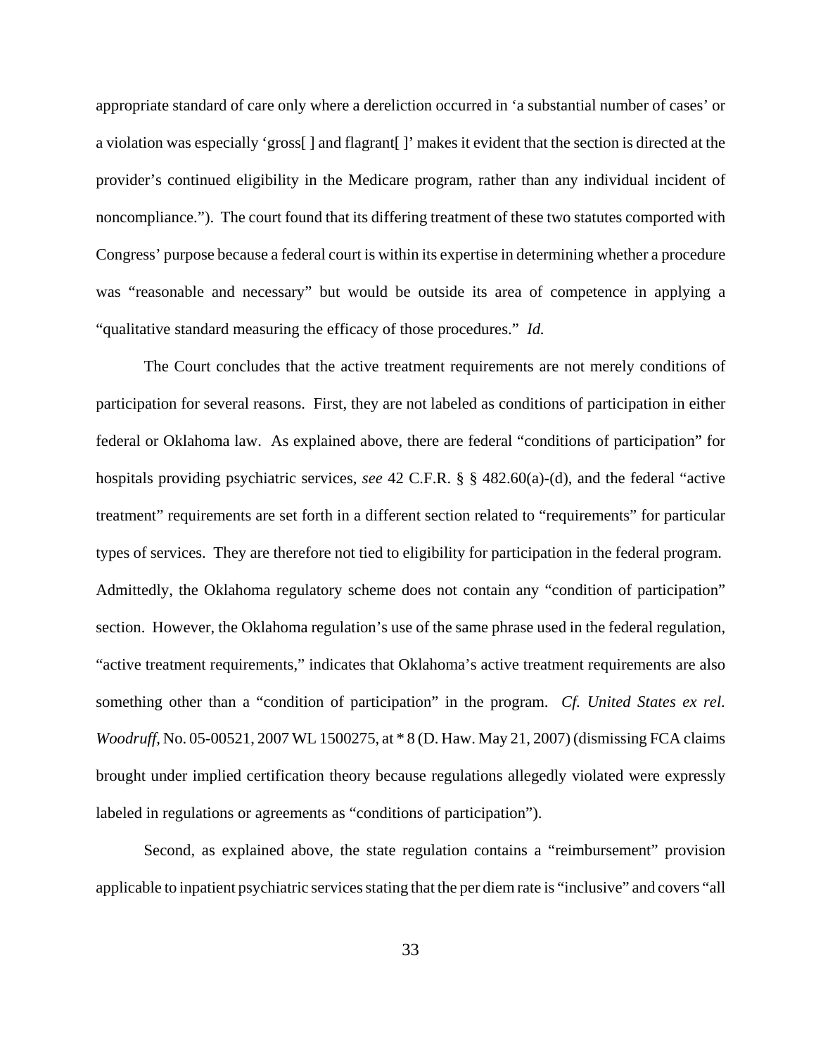appropriate standard of care only where a dereliction occurred in 'a substantial number of cases' or a violation was especially 'gross[ ] and flagrant[ ]' makes it evident that the section is directed at the provider's continued eligibility in the Medicare program, rather than any individual incident of noncompliance."). The court found that its differing treatment of these two statutes comported with Congress' purpose because a federal court is within its expertise in determining whether a procedure was "reasonable and necessary" but would be outside its area of competence in applying a "qualitative standard measuring the efficacy of those procedures." *Id.*

The Court concludes that the active treatment requirements are not merely conditions of participation for several reasons. First, they are not labeled as conditions of participation in either federal or Oklahoma law. As explained above, there are federal "conditions of participation" for hospitals providing psychiatric services, *see* 42 C.F.R. § § 482.60(a)-(d), and the federal "active treatment" requirements are set forth in a different section related to "requirements" for particular types of services. They are therefore not tied to eligibility for participation in the federal program. Admittedly, the Oklahoma regulatory scheme does not contain any "condition of participation" section. However, the Oklahoma regulation's use of the same phrase used in the federal regulation, "active treatment requirements," indicates that Oklahoma's active treatment requirements are also something other than a "condition of participation" in the program. *Cf. United States ex rel. Woodruff*, No. 05-00521, 2007 WL 1500275, at * 8 (D. Haw. May 21, 2007) (dismissing FCA claims brought under implied certification theory because regulations allegedly violated were expressly labeled in regulations or agreements as "conditions of participation").

Second, as explained above, the state regulation contains a "reimbursement" provision applicable to inpatient psychiatric services stating that the per diem rate is "inclusive" and covers "all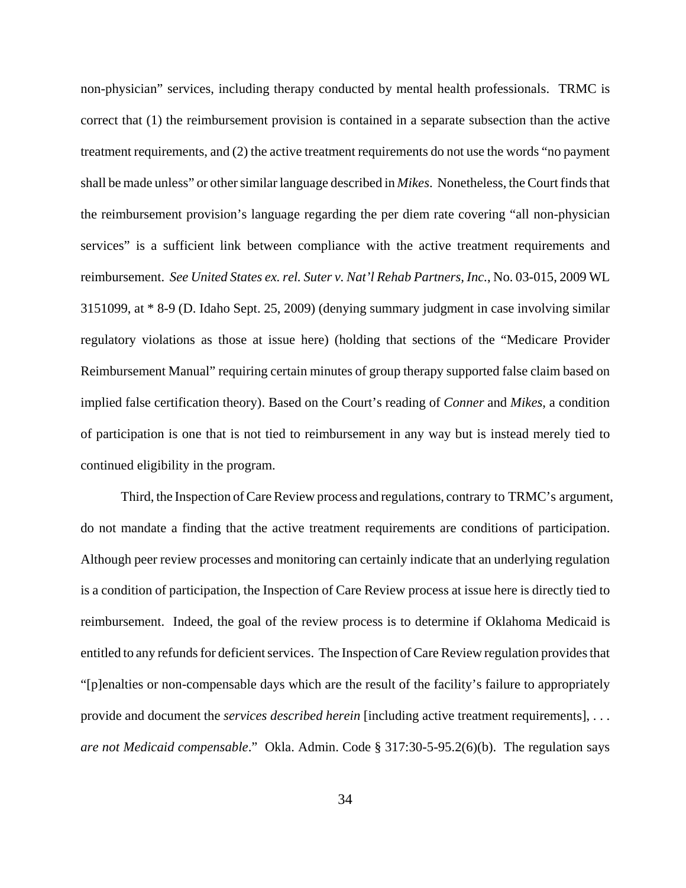non-physician" services, including therapy conducted by mental health professionals. TRMC is correct that (1) the reimbursement provision is contained in a separate subsection than the active treatment requirements, and (2) the active treatment requirements do not use the words "no payment shall be made unless" or other similar language described in *Mikes*. Nonetheless, the Court finds that the reimbursement provision's language regarding the per diem rate covering "all non-physician services" is a sufficient link between compliance with the active treatment requirements and reimbursement. *See United States ex. rel. Suter v. Nat'l Rehab Partners, Inc.*, No. 03-015, 2009 WL 3151099, at * 8-9 (D. Idaho Sept. 25, 2009) (denying summary judgment in case involving similar regulatory violations as those at issue here) (holding that sections of the "Medicare Provider Reimbursement Manual" requiring certain minutes of group therapy supported false claim based on implied false certification theory). Based on the Court's reading of *Conner* and *Mikes*, a condition of participation is one that is not tied to reimbursement in any way but is instead merely tied to continued eligibility in the program.

Third, the Inspection of Care Review process and regulations, contrary to TRMC's argument, do not mandate a finding that the active treatment requirements are conditions of participation. Although peer review processes and monitoring can certainly indicate that an underlying regulation is a condition of participation, the Inspection of Care Review process at issue here is directly tied to reimbursement. Indeed, the goal of the review process is to determine if Oklahoma Medicaid is entitled to any refunds for deficient services. The Inspection of Care Review regulation provides that "[p]enalties or non-compensable days which are the result of the facility's failure to appropriately provide and document the *services described herein* [including active treatment requirements], . . . *are not Medicaid compensable*." Okla. Admin. Code § 317:30-5-95.2(6)(b). The regulation says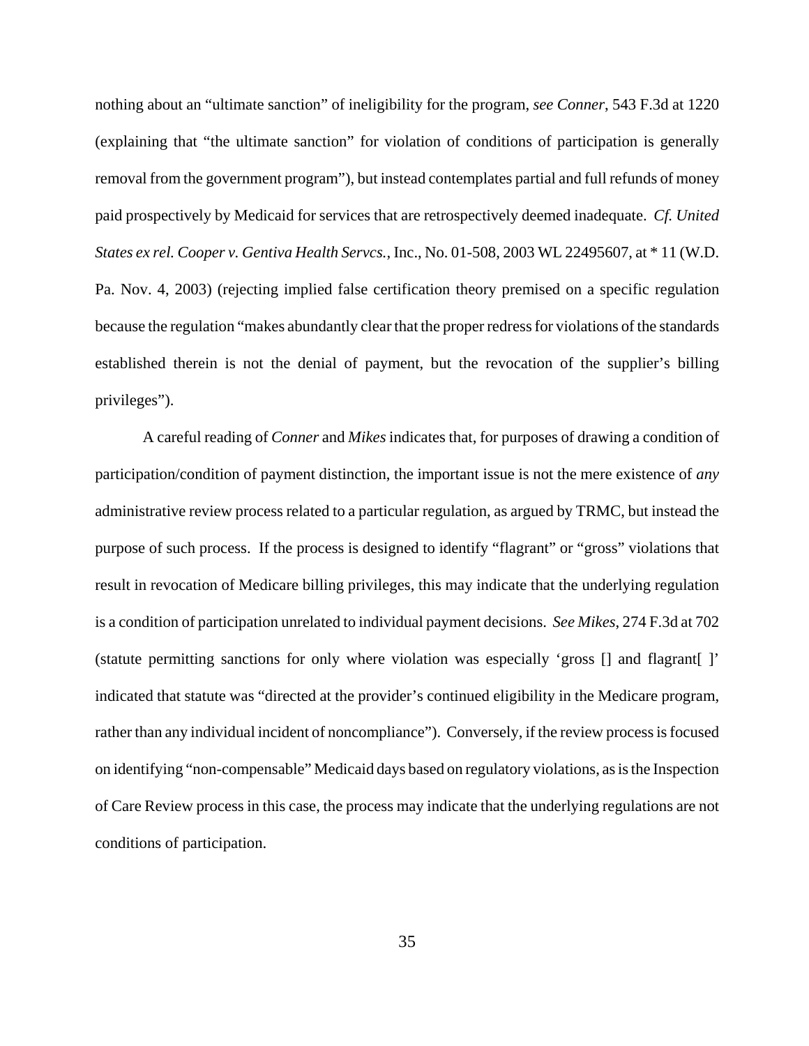nothing about an "ultimate sanction" of ineligibility for the program, *see Conner*, 543 F.3d at 1220 (explaining that "the ultimate sanction" for violation of conditions of participation is generally removal from the government program"), but instead contemplates partial and full refunds of money paid prospectively by Medicaid for services that are retrospectively deemed inadequate. *Cf. United States ex rel. Cooper v. Gentiva Health Servcs.*, Inc., No. 01-508, 2003 WL 22495607, at * 11 (W.D. Pa. Nov. 4, 2003) (rejecting implied false certification theory premised on a specific regulation because the regulation "makes abundantly clear that the proper redress for violations of the standards established therein is not the denial of payment, but the revocation of the supplier's billing privileges").

A careful reading of *Conner* and *Mikes* indicates that, for purposes of drawing a condition of participation/condition of payment distinction, the important issue is not the mere existence of *any* administrative review process related to a particular regulation, as argued by TRMC, but instead the purpose of such process. If the process is designed to identify "flagrant" or "gross" violations that result in revocation of Medicare billing privileges, this may indicate that the underlying regulation is a condition of participation unrelated to individual payment decisions. *See Mikes*, 274 F.3d at 702 (statute permitting sanctions for only where violation was especially 'gross [] and flagrant[ ]' indicated that statute was "directed at the provider's continued eligibility in the Medicare program, rather than any individual incident of noncompliance"). Conversely, if the review process is focused on identifying "non-compensable" Medicaid days based on regulatory violations, as is the Inspection of Care Review process in this case, the process may indicate that the underlying regulations are not conditions of participation.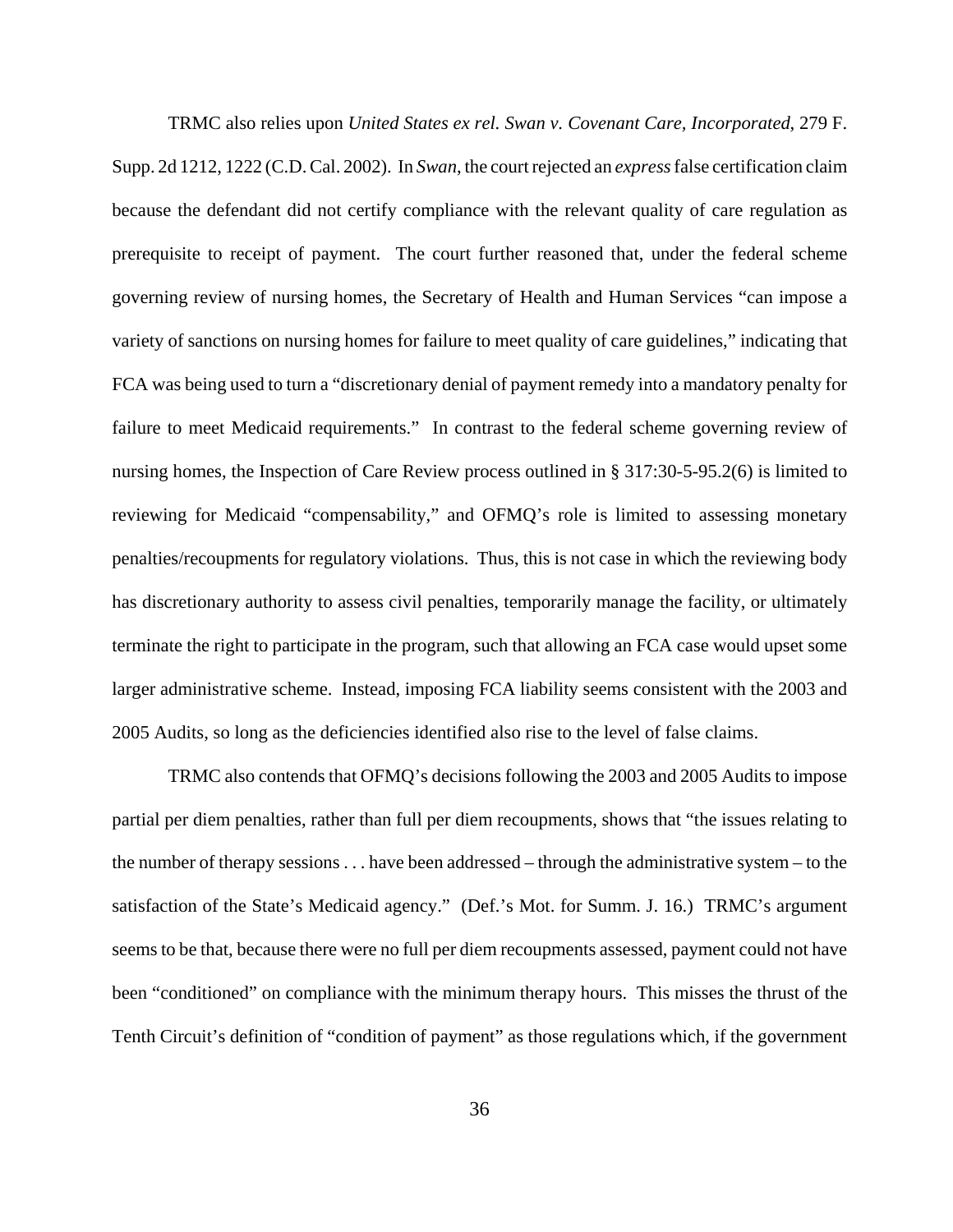TRMC also relies upon *United States ex rel. Swan v. Covenant Care, Incorporated*, 279 F. Supp. 2d 1212, 1222 (C.D. Cal. 2002). In *Swan*, the court rejected an *express* false certification claim because the defendant did not certify compliance with the relevant quality of care regulation as prerequisite to receipt of payment. The court further reasoned that, under the federal scheme governing review of nursing homes, the Secretary of Health and Human Services "can impose a variety of sanctions on nursing homes for failure to meet quality of care guidelines," indicating that FCA was being used to turn a "discretionary denial of payment remedy into a mandatory penalty for failure to meet Medicaid requirements." In contrast to the federal scheme governing review of nursing homes, the Inspection of Care Review process outlined in § 317:30-5-95.2(6) is limited to reviewing for Medicaid "compensability," and OFMQ's role is limited to assessing monetary penalties/recoupments for regulatory violations. Thus, this is not case in which the reviewing body has discretionary authority to assess civil penalties, temporarily manage the facility, or ultimately terminate the right to participate in the program, such that allowing an FCA case would upset some larger administrative scheme. Instead, imposing FCA liability seems consistent with the 2003 and 2005 Audits, so long as the deficiencies identified also rise to the level of false claims.

TRMC also contends that OFMQ's decisions following the 2003 and 2005 Audits to impose partial per diem penalties, rather than full per diem recoupments, shows that "the issues relating to the number of therapy sessions . . . have been addressed – through the administrative system – to the satisfaction of the State's Medicaid agency." (Def.'s Mot. for Summ. J. 16.) TRMC's argument seems to be that, because there were no full per diem recoupments assessed, payment could not have been "conditioned" on compliance with the minimum therapy hours. This misses the thrust of the Tenth Circuit's definition of "condition of payment" as those regulations which, if the government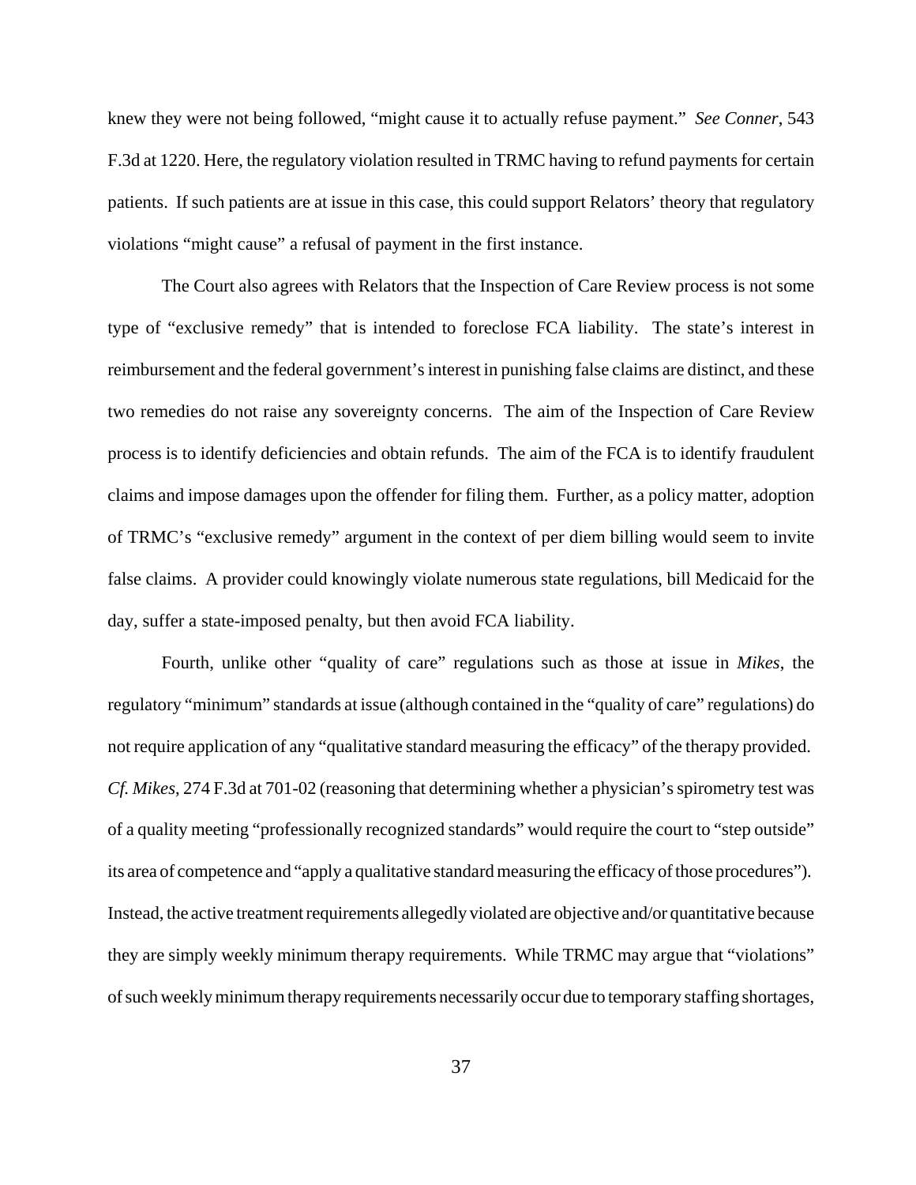knew they were not being followed, "might cause it to actually refuse payment." *See Conner*, 543 F.3d at 1220. Here, the regulatory violation resulted in TRMC having to refund payments for certain patients. If such patients are at issue in this case, this could support Relators' theory that regulatory violations "might cause" a refusal of payment in the first instance.

The Court also agrees with Relators that the Inspection of Care Review process is not some type of "exclusive remedy" that is intended to foreclose FCA liability. The state's interest in reimbursement and the federal government's interest in punishing false claims are distinct, and these two remedies do not raise any sovereignty concerns. The aim of the Inspection of Care Review process is to identify deficiencies and obtain refunds. The aim of the FCA is to identify fraudulent claims and impose damages upon the offender for filing them. Further, as a policy matter, adoption of TRMC's "exclusive remedy" argument in the context of per diem billing would seem to invite false claims. A provider could knowingly violate numerous state regulations, bill Medicaid for the day, suffer a state-imposed penalty, but then avoid FCA liability.

Fourth, unlike other "quality of care" regulations such as those at issue in *Mikes*, the regulatory "minimum" standards at issue (although contained in the "quality of care" regulations) do not require application of any "qualitative standard measuring the efficacy" of the therapy provided. *Cf. Mikes,* 274 F.3d at 701-02 (reasoning that determining whether a physician's spirometry test was of a quality meeting "professionally recognized standards" would require the court to "step outside" its area of competence and "apply a qualitative standard measuring the efficacy of those procedures"). Instead, the active treatment requirements allegedly violated are objective and/or quantitative because they are simply weekly minimum therapy requirements. While TRMC may argue that "violations" of such weekly minimum therapy requirements necessarily occur due to temporary staffing shortages,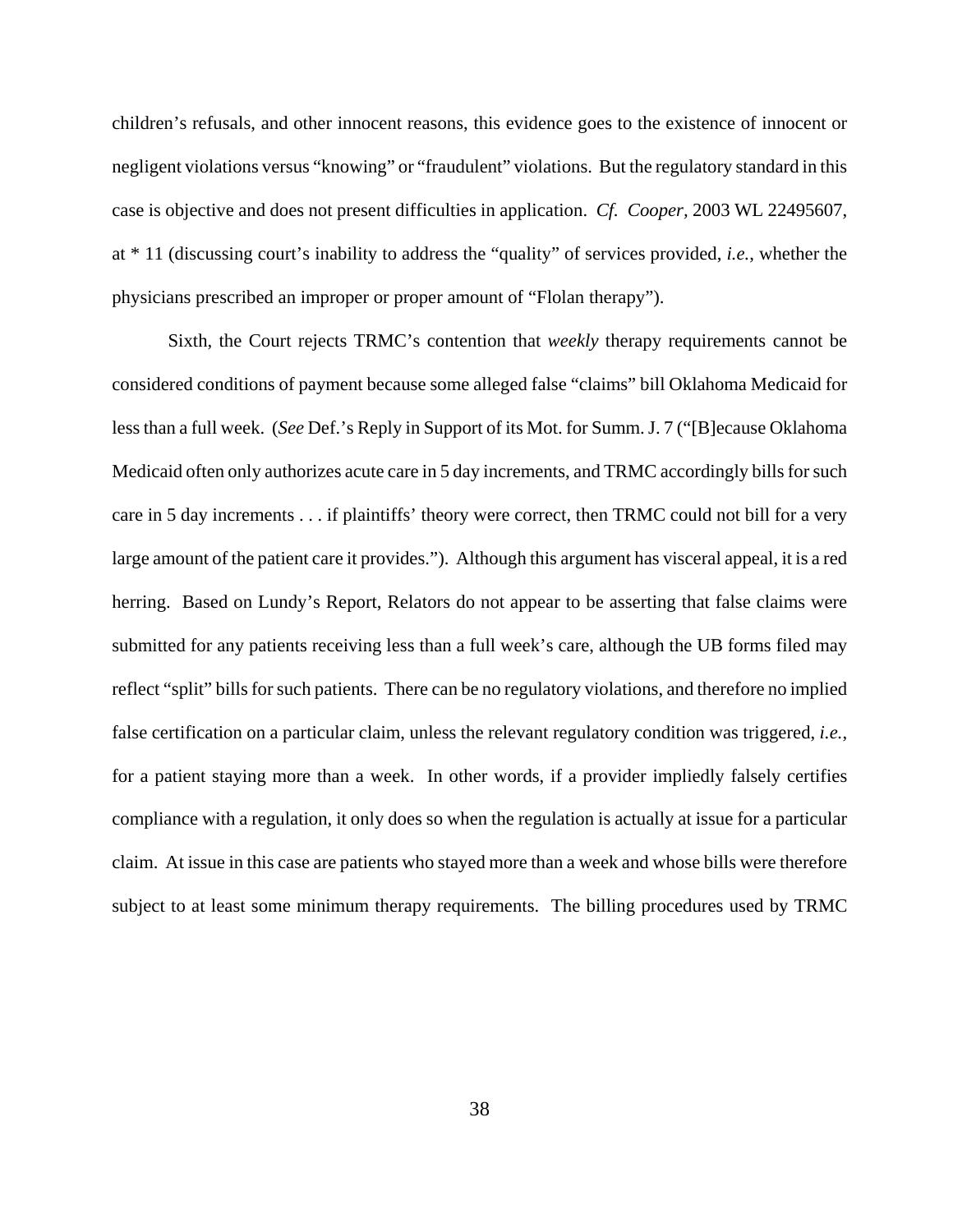children's refusals, and other innocent reasons, this evidence goes to the existence of innocent or negligent violations versus "knowing" or "fraudulent" violations. But the regulatory standard in this case is objective and does not present difficulties in application. *Cf. Cooper*, 2003 WL 22495607, at * 11 (discussing court's inability to address the "quality" of services provided, *i.e.*, whether the physicians prescribed an improper or proper amount of "Flolan therapy").

Sixth, the Court rejects TRMC's contention that *weekly* therapy requirements cannot be considered conditions of payment because some alleged false "claims" bill Oklahoma Medicaid for less than a full week. (*See* Def.'s Reply in Support of its Mot. for Summ. J. 7 ("[B]ecause Oklahoma Medicaid often only authorizes acute care in 5 day increments, and TRMC accordingly bills for such care in 5 day increments . . . if plaintiffs' theory were correct, then TRMC could not bill for a very large amount of the patient care it provides."). Although this argument has visceral appeal, it is a red herring. Based on Lundy's Report, Relators do not appear to be asserting that false claims were submitted for any patients receiving less than a full week's care, although the UB forms filed may reflect "split" bills for such patients. There can be no regulatory violations, and therefore no implied false certification on a particular claim, unless the relevant regulatory condition was triggered, *i.e.*, for a patient staying more than a week. In other words, if a provider impliedly falsely certifies compliance with a regulation, it only does so when the regulation is actually at issue for a particular claim. At issue in this case are patients who stayed more than a week and whose bills were therefore subject to at least some minimum therapy requirements. The billing procedures used by TRMC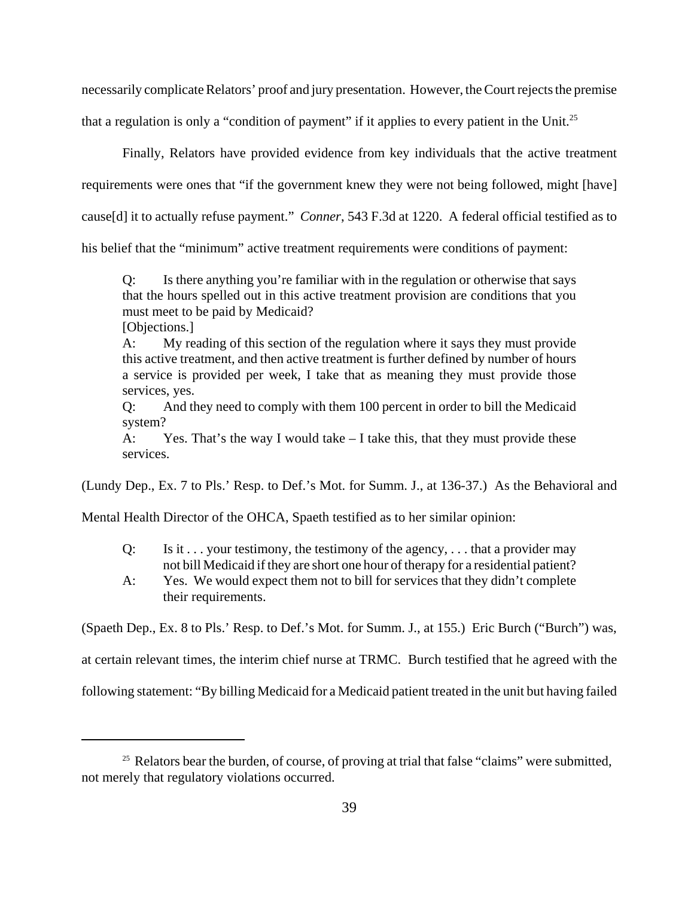necessarily complicate Relators' proof and jury presentation. However, the Court rejects the premise that a regulation is only a "condition of payment" if it applies to every patient in the Unit.[25]

Finally, Relators have provided evidence from key individuals that the active treatment requirements were ones that "if the government knew they were not being followed, might [have] cause[d] it to actually refuse payment." *Conner*, 543 F.3d at 1220. A federal official testified as to his belief that the "minimum" active treatment requirements were conditions of payment:

> Q: Is there anything you're familiar with in the regulation or otherwise that says that the hours spelled out in this active treatment provision are conditions that you must meet to be paid by Medicaid?
> [Objections.]
> A: My reading of this section of the regulation where it says they must provide this active treatment, and then active treatment is further defined by number of hours a service is provided per week, I take that as meaning they must provide those services, yes.
> Q: And they need to comply with them 100 percent in order to bill the Medicaid system?
> A: Yes. That's the way I would take – I take this, that they must provide these services.

(Lundy Dep., Ex. 7 to Pls.' Resp. to Def.'s Mot. for Summ. J., at 136-37.) As the Behavioral and Mental Health Director of the OHCA, Spaeth testified as to her similar opinion:

> Q: Is it . . . your testimony, the testimony of the agency, . . . that a provider may not bill Medicaid if they are short one hour of therapy for a residential patient?
> A: Yes. We would expect them not to bill for services that they didn't complete their requirements.

(Spaeth Dep., Ex. 8 to Pls.' Resp. to Def.'s Mot. for Summ. J., at 155.) Eric Burch ("Burch") was, at certain relevant times, the interim chief nurse at TRMC. Burch testified that he agreed with the following statement: "By billing Medicaid for a Medicaid patient treated in the unit but having failed

---

[25] Relators bear the burden, of course, of proving at trial that false "claims" were submitted, not merely that regulatory violations occurred.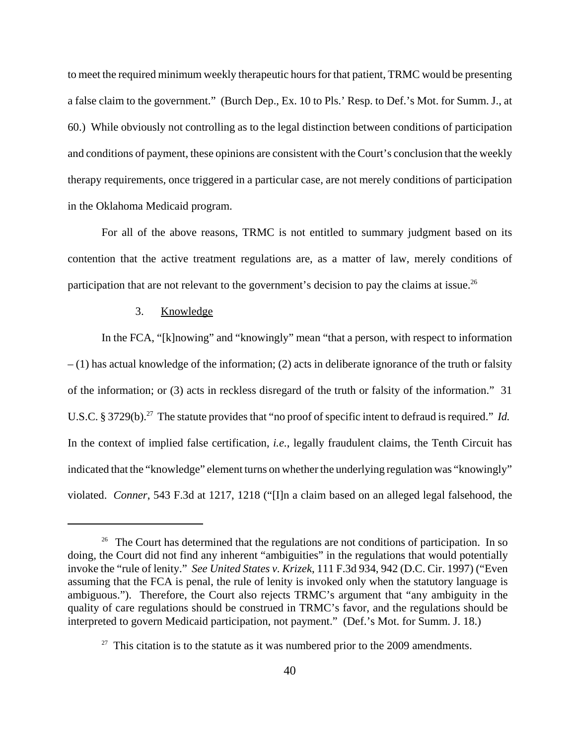to meet the required minimum weekly therapeutic hours for that patient, TRMC would be presenting a false claim to the government." (Burch Dep., Ex. 10 to Pls.' Resp. to Def.'s Mot. for Summ. J., at 60.) While obviously not controlling as to the legal distinction between conditions of participation and conditions of payment, these opinions are consistent with the Court's conclusion that the weekly therapy requirements, once triggered in a particular case, are not merely conditions of participation in the Oklahoma Medicaid program.

For all of the above reasons, TRMC is not entitled to summary judgment based on its contention that the active treatment regulations are, as a matter of law, merely conditions of participation that are not relevant to the government's decision to pay the claims at issue.[26]

### 3. Knowledge

In the FCA, "[k]nowing" and "knowingly" mean "that a person, with respect to information – (1) has actual knowledge of the information; (2) acts in deliberate ignorance of the truth or falsity of the information; or (3) acts in reckless disregard of the truth or falsity of the information." 31 U.S.C. § 3729(b).[27] The statute provides that "no proof of specific intent to defraud is required." *Id.* In the context of implied false certification, *i.e.*, legally fraudulent claims, the Tenth Circuit has indicated that the "knowledge" element turns on whether the underlying regulation was "knowingly" violated. *Conner*, 543 F.3d at 1217, 1218 ("[I]n a claim based on an alleged legal falsehood, the

---

[26] The Court has determined that the regulations are not conditions of participation. In so doing, the Court did not find any inherent "ambiguities" in the regulations that would potentially invoke the "rule of lenity." *See United States v. Krizek*, 111 F.3d 934, 942 (D.C. Cir. 1997) ("Even assuming that the FCA is penal, the rule of lenity is invoked only when the statutory language is ambiguous."). Therefore, the Court also rejects TRMC's argument that "any ambiguity in the quality of care regulations should be construed in TRMC's favor, and the regulations should be interpreted to govern Medicaid participation, not payment." (Def.'s Mot. for Summ. J. 18.)

[27] This citation is to the statute as it was numbered prior to the 2009 amendments.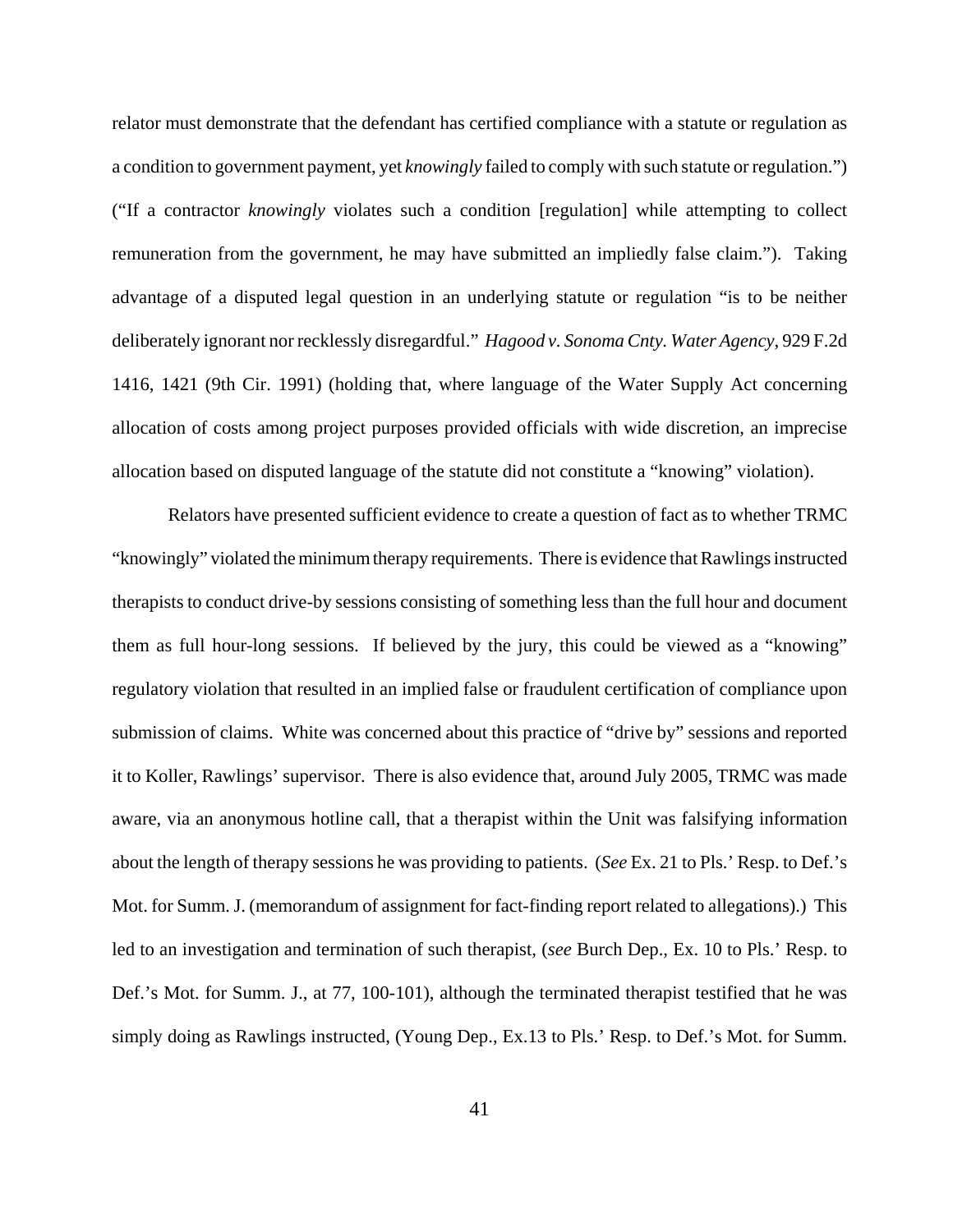relator must demonstrate that the defendant has certified compliance with a statute or regulation as a condition to government payment, yet *knowingly* failed to comply with such statute or regulation.") ("If a contractor *knowingly* violates such a condition [regulation] while attempting to collect remuneration from the government, he may have submitted an impliedly false claim."). Taking advantage of a disputed legal question in an underlying statute or regulation "is to be neither deliberately ignorant nor recklessly disregardful." *Hagood v. Sonoma Cnty. Water Agency*, 929 F.2d 1416, 1421 (9th Cir. 1991) (holding that, where language of the Water Supply Act concerning allocation of costs among project purposes provided officials with wide discretion, an imprecise allocation based on disputed language of the statute did not constitute a "knowing" violation).

Relators have presented sufficient evidence to create a question of fact as to whether TRMC "knowingly" violated the minimum therapy requirements. There is evidence that Rawlings instructed therapists to conduct drive-by sessions consisting of something less than the full hour and document them as full hour-long sessions. If believed by the jury, this could be viewed as a "knowing" regulatory violation that resulted in an implied false or fraudulent certification of compliance upon submission of claims. White was concerned about this practice of "drive by" sessions and reported it to Koller, Rawlings' supervisor. There is also evidence that, around July 2005, TRMC was made aware, via an anonymous hotline call, that a therapist within the Unit was falsifying information about the length of therapy sessions he was providing to patients. (*See* Ex. 21 to Pls.' Resp. to Def.'s Mot. for Summ. J. (memorandum of assignment for fact-finding report related to allegations).) This led to an investigation and termination of such therapist, (*see* Burch Dep., Ex. 10 to Pls.' Resp. to Def.'s Mot. for Summ. J., at 77, 100-101), although the terminated therapist testified that he was simply doing as Rawlings instructed, (Young Dep., Ex.13 to Pls.' Resp. to Def.'s Mot. for Summ.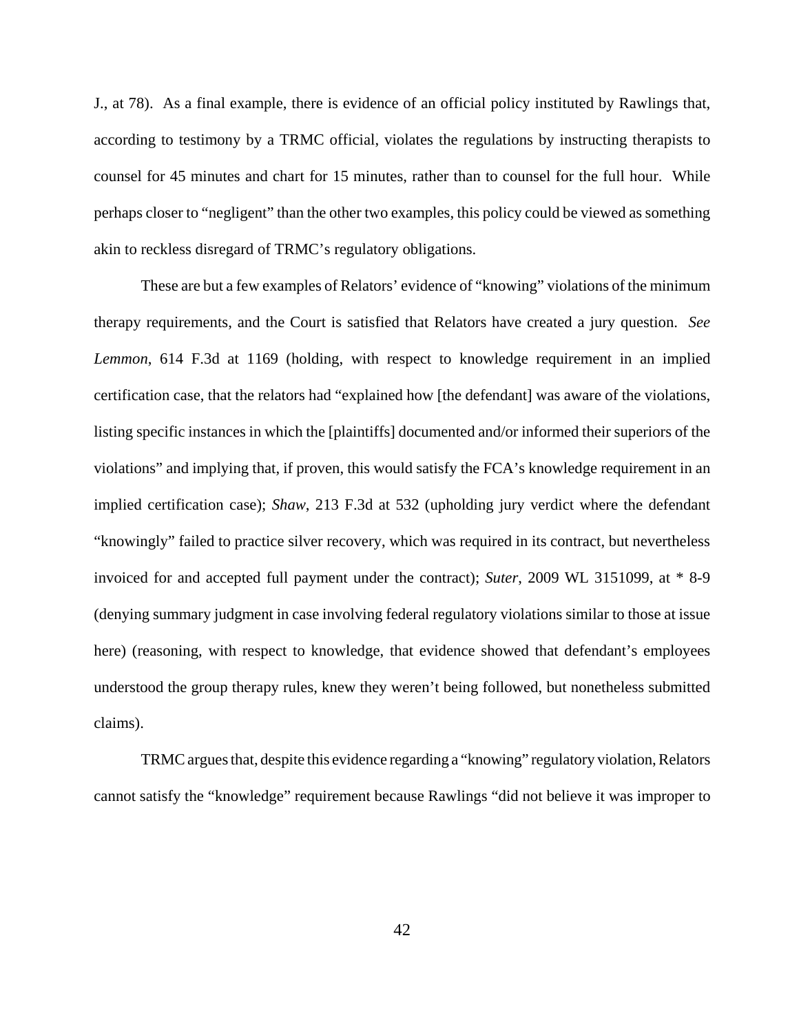J., at 78). As a final example, there is evidence of an official policy instituted by Rawlings that, according to testimony by a TRMC official, violates the regulations by instructing therapists to counsel for 45 minutes and chart for 15 minutes, rather than to counsel for the full hour. While perhaps closer to "negligent" than the other two examples, this policy could be viewed as something akin to reckless disregard of TRMC's regulatory obligations.

These are but a few examples of Relators' evidence of "knowing" violations of the minimum therapy requirements, and the Court is satisfied that Relators have created a jury question. *See Lemmon*, 614 F.3d at 1169 (holding, with respect to knowledge requirement in an implied certification case, that the relators had "explained how [the defendant] was aware of the violations, listing specific instances in which the [plaintiffs] documented and/or informed their superiors of the violations" and implying that, if proven, this would satisfy the FCA's knowledge requirement in an implied certification case); *Shaw*, 213 F.3d at 532 (upholding jury verdict where the defendant "knowingly" failed to practice silver recovery, which was required in its contract, but nevertheless invoiced for and accepted full payment under the contract); *Suter*, 2009 WL 3151099, at * 8-9 (denying summary judgment in case involving federal regulatory violations similar to those at issue here) (reasoning, with respect to knowledge, that evidence showed that defendant's employees understood the group therapy rules, knew they weren't being followed, but nonetheless submitted claims).

TRMC argues that, despite this evidence regarding a "knowing" regulatory violation, Relators cannot satisfy the "knowledge" requirement because Rawlings "did not believe it was improper to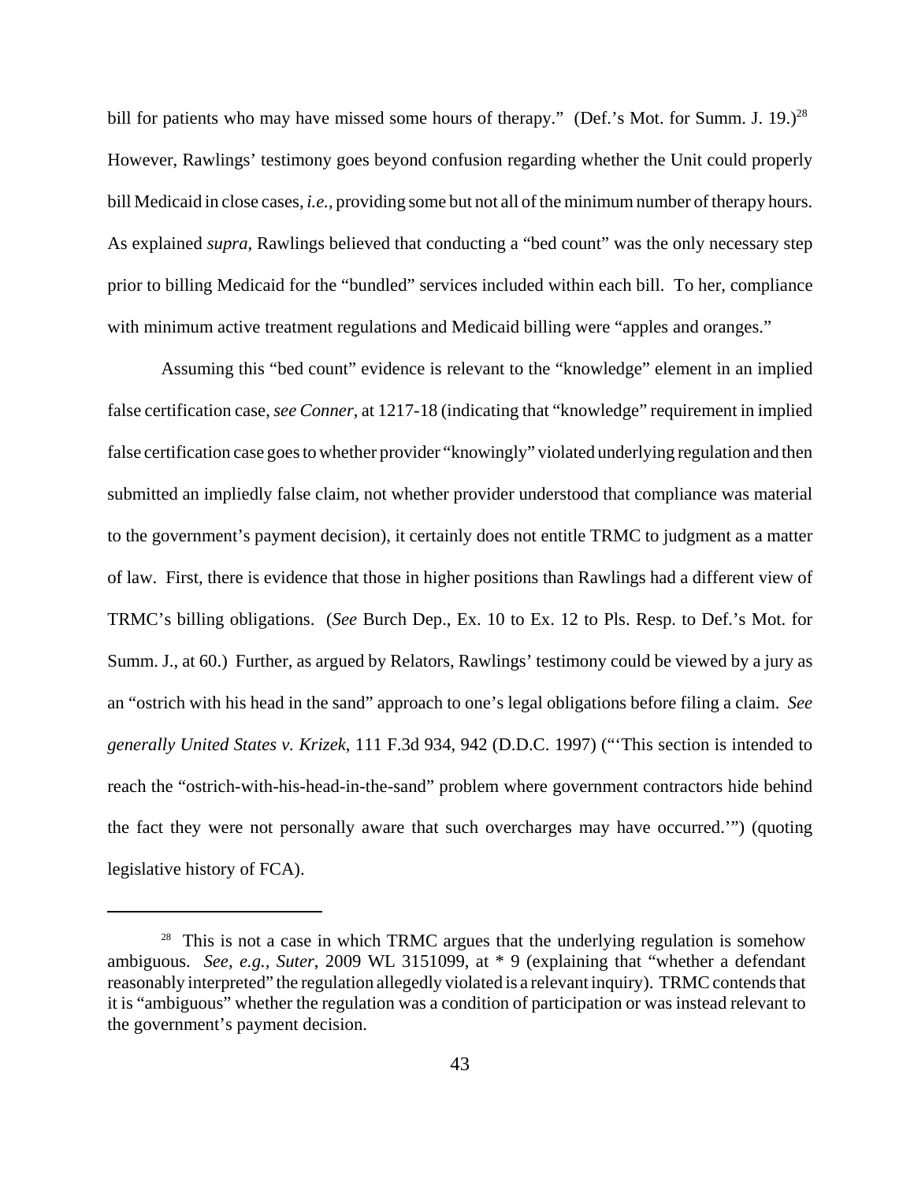bill for patients who may have missed some hours of therapy." (Def.'s Mot. for Summ. J. 19.)[28] However, Rawlings' testimony goes beyond confusion regarding whether the Unit could properly bill Medicaid in close cases, *i.e.*, providing some but not all of the minimum number of therapy hours. As explained *supra*, Rawlings believed that conducting a "bed count" was the only necessary step prior to billing Medicaid for the "bundled" services included within each bill. To her, compliance with minimum active treatment regulations and Medicaid billing were "apples and oranges."

Assuming this "bed count" evidence is relevant to the "knowledge" element in an implied false certification case, *see Conner*, at 1217-18 (indicating that "knowledge" requirement in implied false certification case goes to whether provider "knowingly" violated underlying regulation and then submitted an impliedly false claim, not whether provider understood that compliance was material to the government's payment decision), it certainly does not entitle TRMC to judgment as a matter of law. First, there is evidence that those in higher positions than Rawlings had a different view of TRMC's billing obligations. (*See* Burch Dep., Ex. 10 to Ex. 12 to Pls. Resp. to Def.'s Mot. for Summ. J., at 60.) Further, as argued by Relators, Rawlings' testimony could be viewed by a jury as an "ostrich with his head in the sand" approach to one's legal obligations before filing a claim. *See generally United States v. Krizek*, 111 F.3d 934, 942 (D.D.C. 1997) ("'This section is intended to reach the "ostrich-with-his-head-in-the-sand" problem where government contractors hide behind the fact they were not personally aware that such overcharges may have occurred.'") (quoting legislative history of FCA).

---

[28] This is not a case in which TRMC argues that the underlying regulation is somehow ambiguous. *See, e.g., Suter*, 2009 WL 3151099, at * 9 (explaining that "whether a defendant reasonably interpreted" the regulation allegedly violated is a relevant inquiry). TRMC contends that it is "ambiguous" whether the regulation was a condition of participation or was instead relevant to the government's payment decision.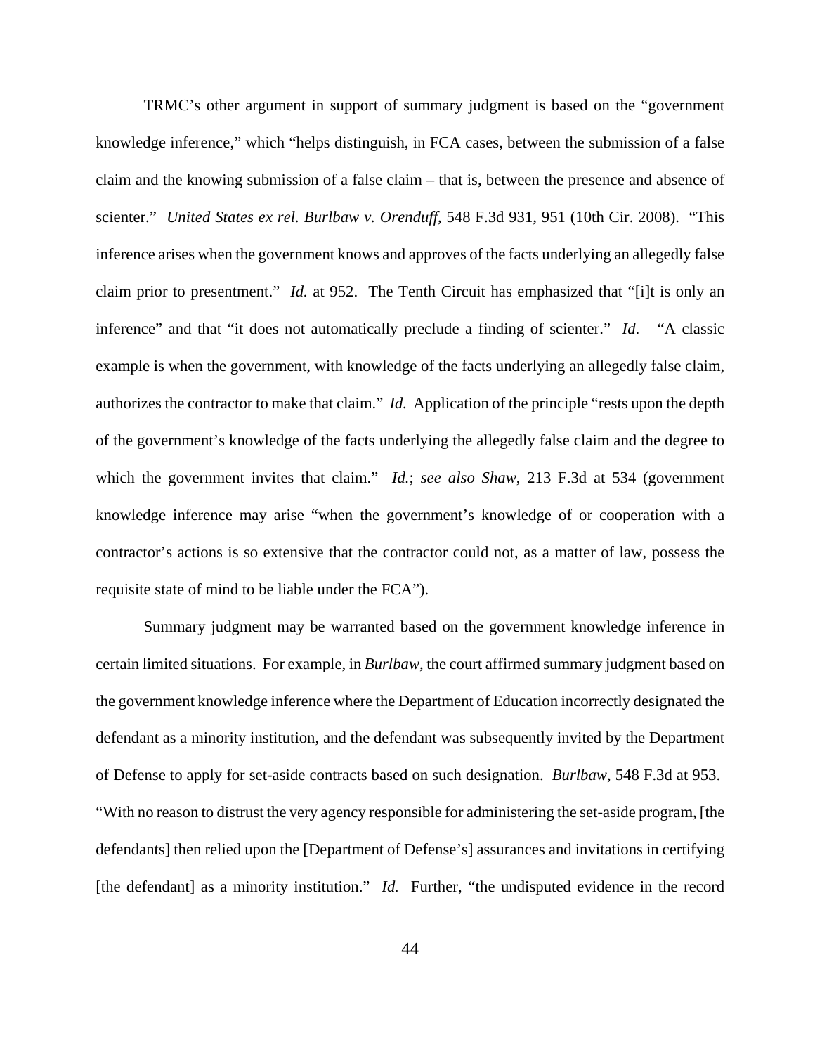TRMC's other argument in support of summary judgment is based on the "government knowledge inference," which "helps distinguish, in FCA cases, between the submission of a false claim and the knowing submission of a false claim – that is, between the presence and absence of scienter." *United States ex rel. Burlbaw v. Orenduff*, 548 F.3d 931, 951 (10th Cir. 2008). "This inference arises when the government knows and approves of the facts underlying an allegedly false claim prior to presentment." *Id.* at 952. The Tenth Circuit has emphasized that "[i]t is only an inference" and that "it does not automatically preclude a finding of scienter." *Id*. "A classic example is when the government, with knowledge of the facts underlying an allegedly false claim, authorizes the contractor to make that claim." *Id.* Application of the principle "rests upon the depth of the government's knowledge of the facts underlying the allegedly false claim and the degree to which the government invites that claim." *Id.*; *see also Shaw*, 213 F.3d at 534 (government knowledge inference may arise "when the government's knowledge of or cooperation with a contractor's actions is so extensive that the contractor could not, as a matter of law, possess the requisite state of mind to be liable under the FCA").

Summary judgment may be warranted based on the government knowledge inference in certain limited situations. For example, in *Burlbaw*, the court affirmed summary judgment based on the government knowledge inference where the Department of Education incorrectly designated the defendant as a minority institution, and the defendant was subsequently invited by the Department of Defense to apply for set-aside contracts based on such designation. *Burlbaw*, 548 F.3d at 953. "With no reason to distrust the very agency responsible for administering the set-aside program, [the defendants] then relied upon the [Department of Defense's] assurances and invitations in certifying [the defendant] as a minority institution." *Id.* Further, "the undisputed evidence in the record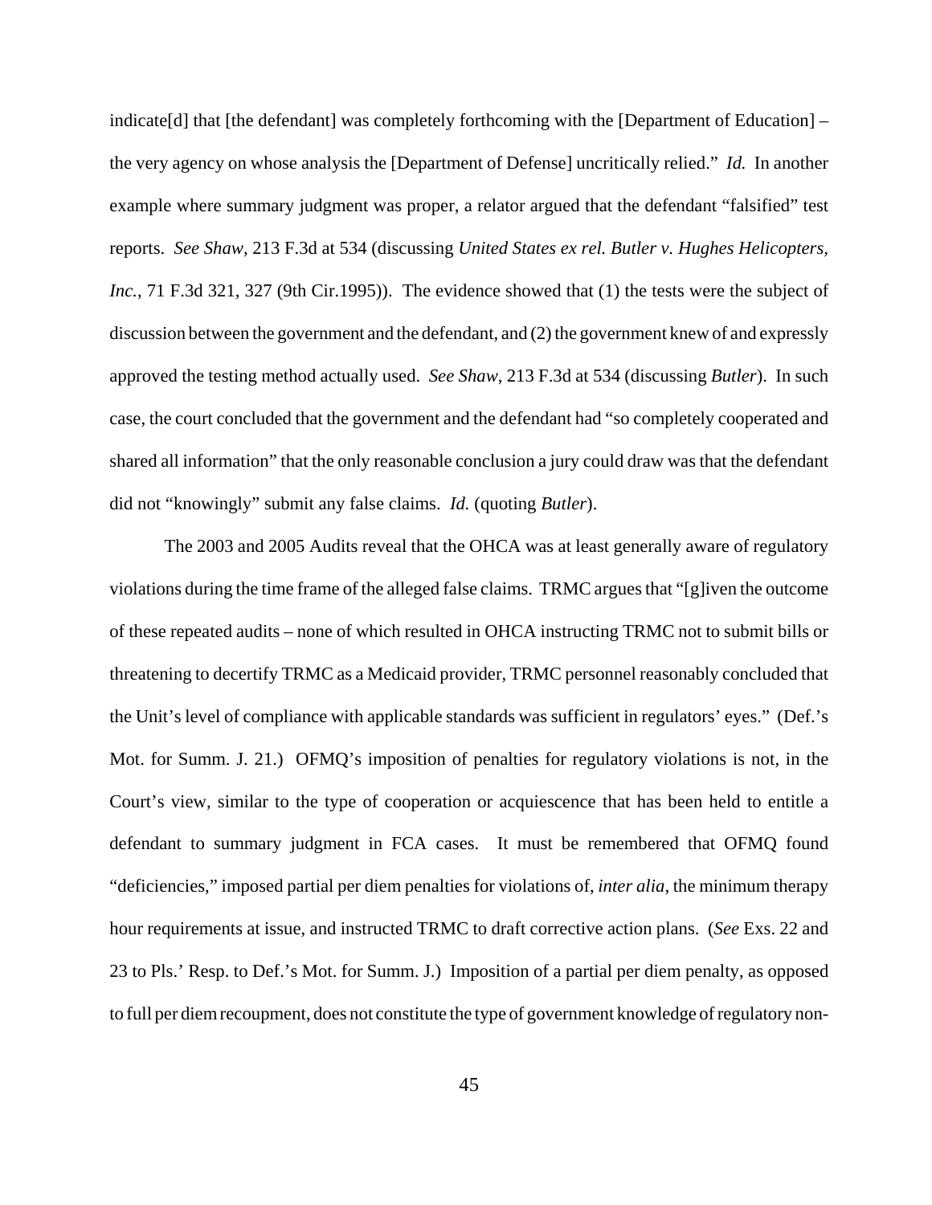indicate[d] that [the defendant] was completely forthcoming with the [Department of Education] – the very agency on whose analysis the [Department of Defense] uncritically relied." *Id.* In another example where summary judgment was proper, a relator argued that the defendant "falsified" test reports. *See Shaw*, 213 F.3d at 534 (discussing *United States ex rel. Butler v. Hughes Helicopters, Inc.*, 71 F.3d 321, 327 (9th Cir.1995)). The evidence showed that (1) the tests were the subject of discussion between the government and the defendant, and (2) the government knew of and expressly approved the testing method actually used. *See Shaw*, 213 F.3d at 534 (discussing *Butler*). In such case, the court concluded that the government and the defendant had "so completely cooperated and shared all information" that the only reasonable conclusion a jury could draw was that the defendant did not "knowingly" submit any false claims. *Id.* (quoting *Butler*).

The 2003 and 2005 Audits reveal that the OHCA was at least generally aware of regulatory violations during the time frame of the alleged false claims. TRMC argues that "[g]iven the outcome of these repeated audits – none of which resulted in OHCA instructing TRMC not to submit bills or threatening to decertify TRMC as a Medicaid provider, TRMC personnel reasonably concluded that the Unit's level of compliance with applicable standards was sufficient in regulators' eyes." (Def.'s Mot. for Summ. J. 21.) OFMQ's imposition of penalties for regulatory violations is not, in the Court's view, similar to the type of cooperation or acquiescence that has been held to entitle a defendant to summary judgment in FCA cases. It must be remembered that OFMQ found "deficiencies," imposed partial per diem penalties for violations of, *inter alia*, the minimum therapy hour requirements at issue, and instructed TRMC to draft corrective action plans. (*See* Exs. 22 and 23 to Pls.' Resp. to Def.'s Mot. for Summ. J.) Imposition of a partial per diem penalty, as opposed to full per diem recoupment, does not constitute the type of government knowledge of regulatory non-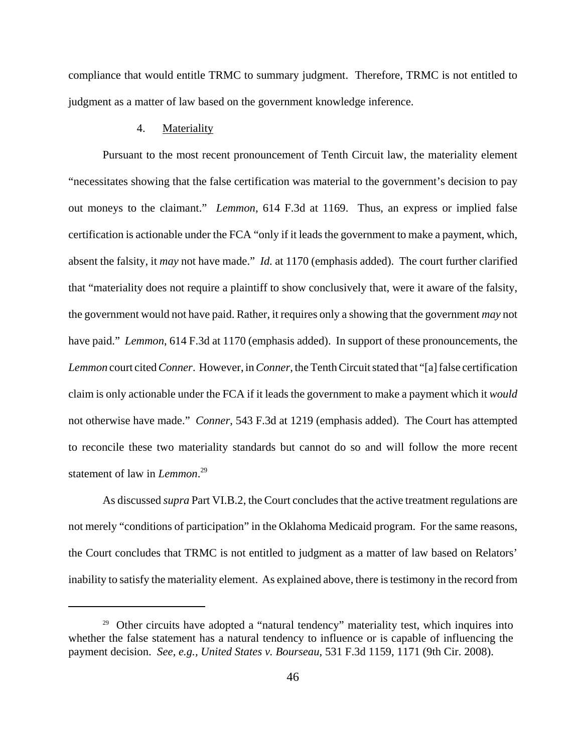compliance that would entitle TRMC to summary judgment. Therefore, TRMC is not entitled to judgment as a matter of law based on the government knowledge inference.

4. Materiality

Pursuant to the most recent pronouncement of Tenth Circuit law, the materiality element "necessitates showing that the false certification was material to the government's decision to pay out moneys to the claimant." *Lemmon*, 614 F.3d at 1169. Thus, an express or implied false certification is actionable under the FCA "only if it leads the government to make a payment, which, absent the falsity, it *may* not have made." *Id.* at 1170 (emphasis added). The court further clarified that "materiality does not require a plaintiff to show conclusively that, were it aware of the falsity, the government would not have paid. Rather, it requires only a showing that the government *may* not have paid." *Lemmon*, 614 F.3d at 1170 (emphasis added). In support of these pronouncements, the *Lemmon* court cited *Conner*. However, in *Conner*, the Tenth Circuit stated that "[a] false certification claim is only actionable under the FCA if it leads the government to make a payment which it *would* not otherwise have made." *Conner*, 543 F.3d at 1219 (emphasis added). The Court has attempted to reconcile these two materiality standards but cannot do so and will follow the more recent statement of law in *Lemmon*.[29]

As discussed *supra* Part VI.B.2, the Court concludes that the active treatment regulations are not merely "conditions of participation" in the Oklahoma Medicaid program. For the same reasons, the Court concludes that TRMC is not entitled to judgment as a matter of law based on Relators' inability to satisfy the materiality element. As explained above, there is testimony in the record from

[29] Other circuits have adopted a "natural tendency" materiality test, which inquires into whether the false statement has a natural tendency to influence or is capable of influencing the payment decision. *See, e.g.*, *United States v. Bourseau*, 531 F.3d 1159, 1171 (9th Cir. 2008).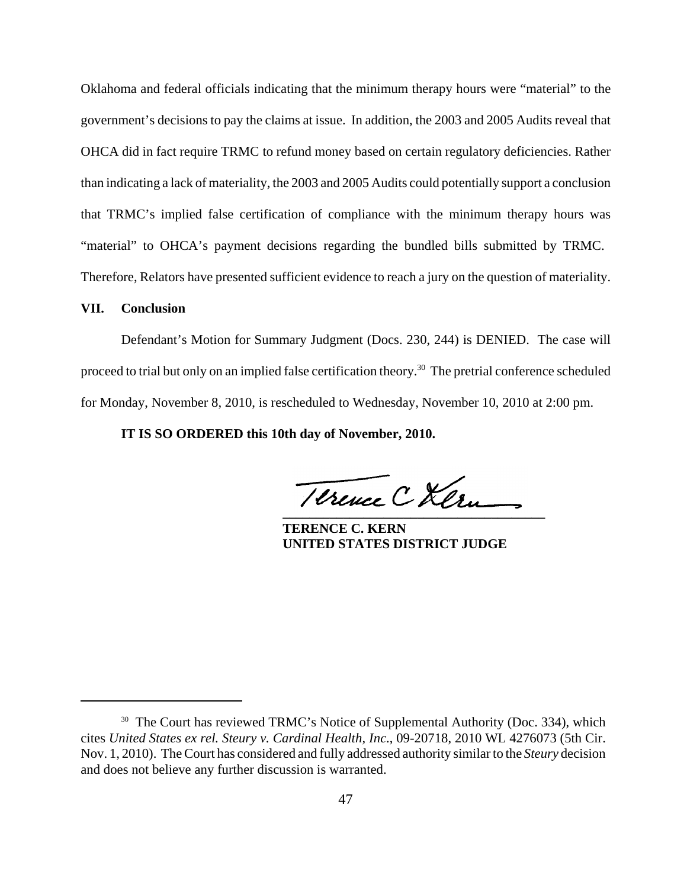Oklahoma and federal officials indicating that the minimum therapy hours were "material" to the government's decisions to pay the claims at issue. In addition, the 2003 and 2005 Audits reveal that OHCA did in fact require TRMC to refund money based on certain regulatory deficiencies. Rather than indicating a lack of materiality, the 2003 and 2005 Audits could potentially support a conclusion that TRMC's implied false certification of compliance with the minimum therapy hours was "material" to OHCA's payment decisions regarding the bundled bills submitted by TRMC. Therefore, Relators have presented sufficient evidence to reach a jury on the question of materiality.

## VII. Conclusion

Defendant's Motion for Summary Judgment (Docs. 230, 244) is DENIED. The case will proceed to trial but only on an implied false certification theory.[30] The pretrial conference scheduled for Monday, November 8, 2010, is rescheduled to Wednesday, November 10, 2010 at 2:00 pm.

**IT IS SO ORDERED this 10th day of November, 2010.**

**TERENCE C. KERN**
**UNITED STATES DISTRICT JUDGE**

---

[30] The Court has reviewed TRMC's Notice of Supplemental Authority (Doc. 334), which cites *United States ex rel. Steury v. Cardinal Health, Inc.*, 09-20718, 2010 WL 4276073 (5th Cir. Nov. 1, 2010). The Court has considered and fully addressed authority similar to the *Steury* decision and does not believe any further discussion is warranted.